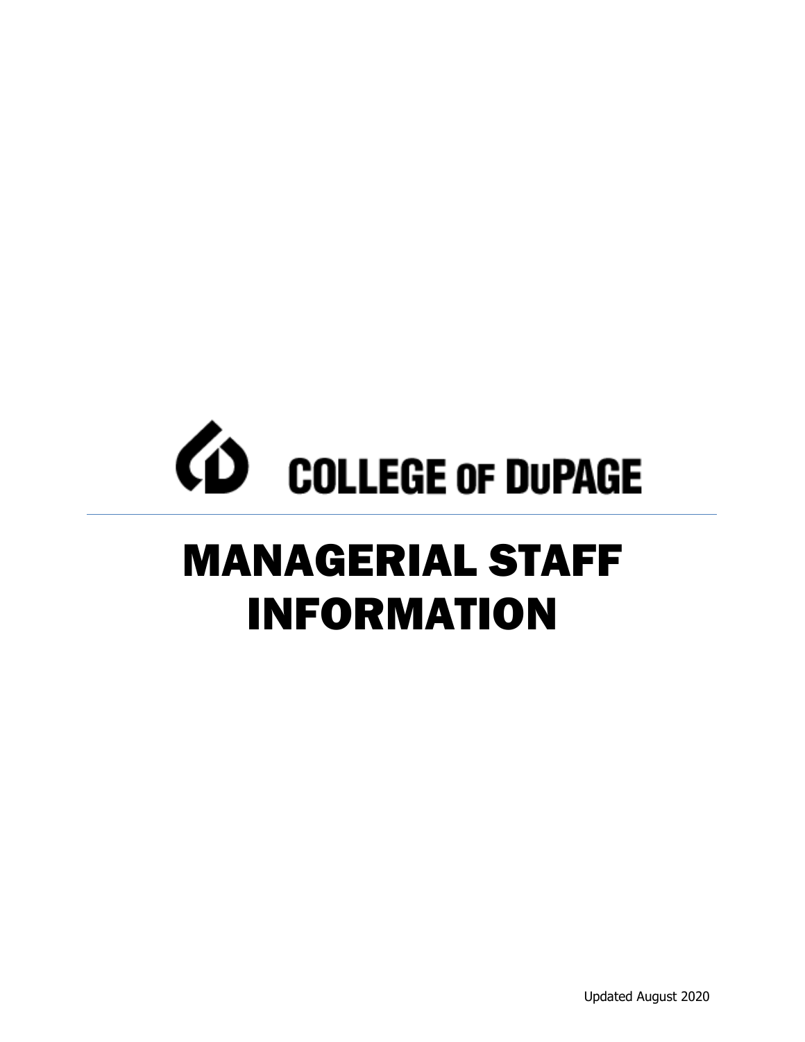COLLEGE OF DuPAGE

# MANAGERIAL STAFF INFORMATION

Updated August 2020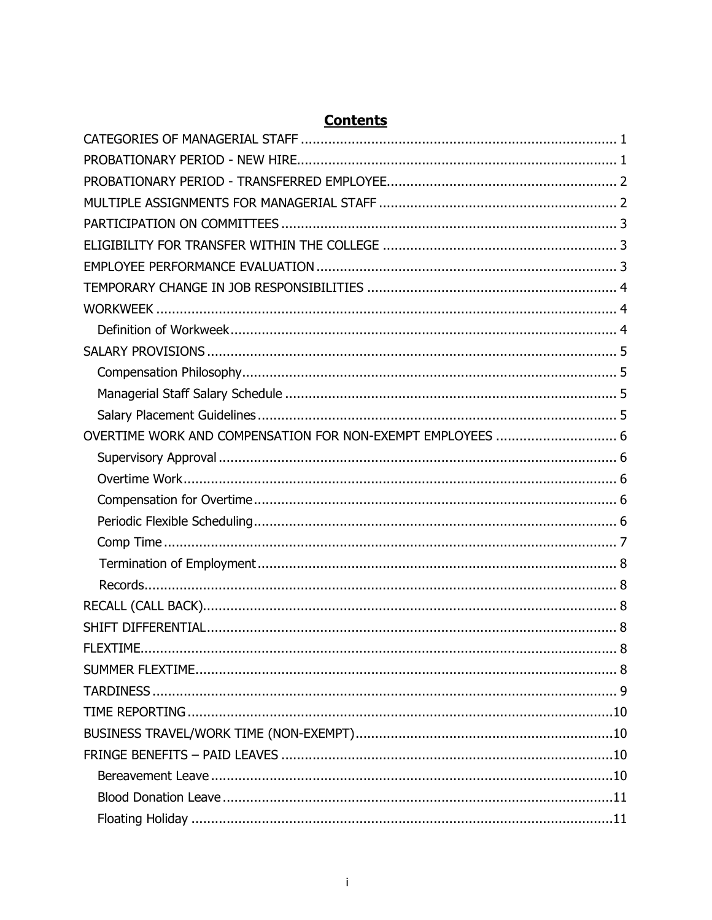# Contents

CATEGORIES OF MANAGERIAL STAFF ..... 1
PROBATIONARY PERIOD - NEW HIRE ..... 1
PROBATIONARY PERIOD - TRANSFERRED EMPLOYEE ..... 2
MULTIPLE ASSIGNMENTS FOR MANAGERIAL STAFF ..... 2
PARTICIPATION ON COMMITTEES ..... 3
ELIGIBILITY FOR TRANSFER WITHIN THE COLLEGE ..... 3
EMPLOYEE PERFORMANCE EVALUATION ..... 3
TEMPORARY CHANGE IN JOB RESPONSIBILITIES ..... 4
WORKWEEK ..... 4
- Definition of Workweek ..... 4

SALARY PROVISIONS ..... 5
- Compensation Philosophy ..... 5
- Managerial Staff Salary Schedule ..... 5
- Salary Placement Guidelines ..... 5

OVERTIME WORK AND COMPENSATION FOR NON-EXEMPT EMPLOYEES ..... 6
- Supervisory Approval ..... 6
- Overtime Work ..... 6
- Compensation for Overtime ..... 6
- Periodic Flexible Scheduling ..... 6
- Comp Time ..... 7
- Termination of Employment ..... 8
- Records ..... 8

RECALL (CALL BACK) ..... 8
SHIFT DIFFERENTIAL ..... 8
FLEXTIME ..... 8
SUMMER FLEXTIME ..... 8
TARDINESS ..... 9
TIME REPORTING ..... 10
BUSINESS TRAVEL/WORK TIME (NON-EXEMPT) ..... 10
FRINGE BENEFITS – PAID LEAVES ..... 10
- Bereavement Leave ..... 10
- Blood Donation Leave ..... 11
- Floating Holiday ..... 11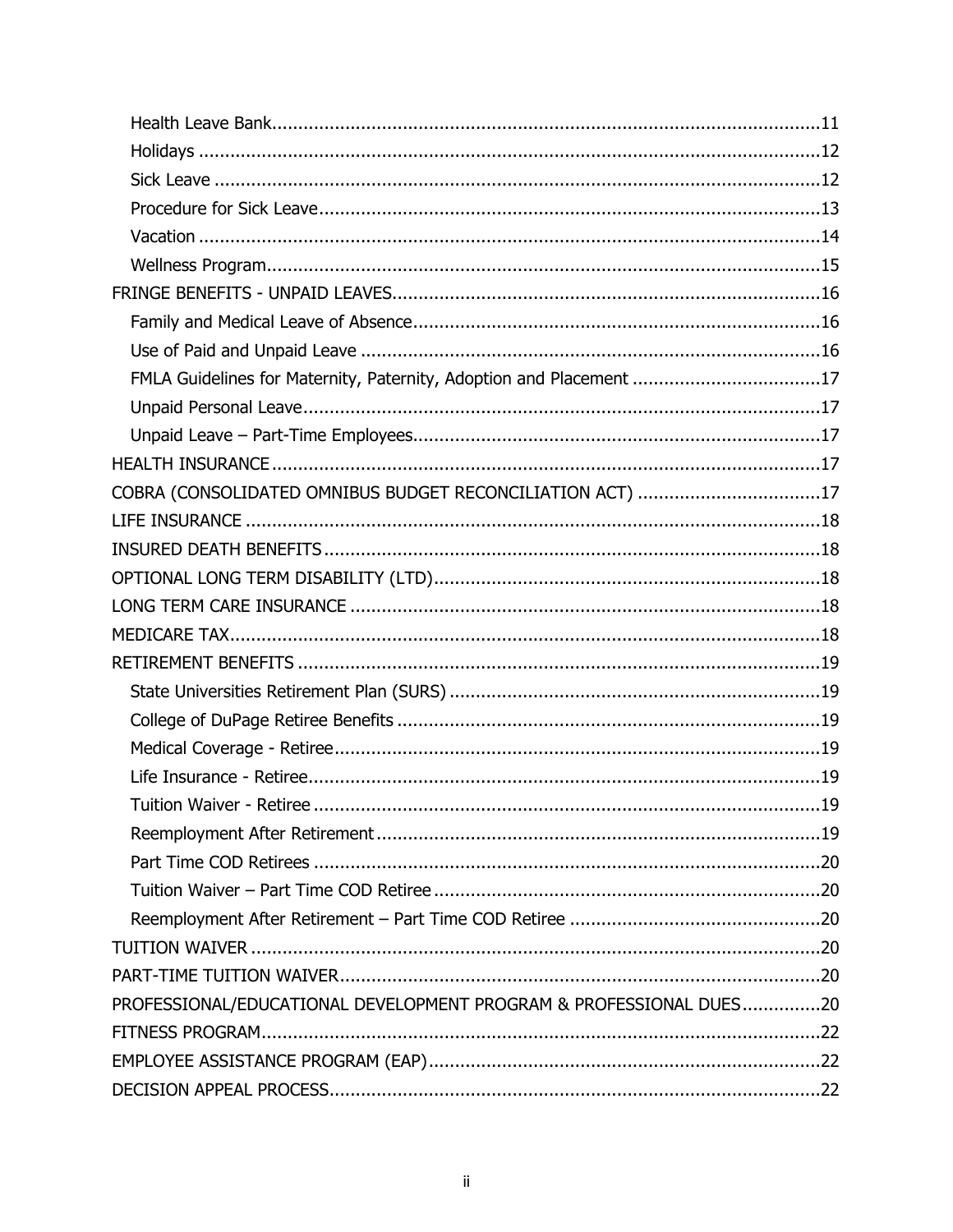- Health Leave Bank ..... 11
- Holidays ..... 12
- Sick Leave ..... 12
- Procedure for Sick Leave ..... 13
- Vacation ..... 14
- Wellness Program ..... 15

FRINGE BENEFITS - UNPAID LEAVES ..... 16

- Family and Medical Leave of Absence ..... 16
- Use of Paid and Unpaid Leave ..... 16
- FMLA Guidelines for Maternity, Paternity, Adoption and Placement ..... 17
- Unpaid Personal Leave ..... 17
- Unpaid Leave – Part-Time Employees ..... 17

HEALTH INSURANCE ..... 17

COBRA (CONSOLIDATED OMNIBUS BUDGET RECONCILIATION ACT) ..... 17

LIFE INSURANCE ..... 18

INSURED DEATH BENEFITS ..... 18

OPTIONAL LONG TERM DISABILITY (LTD) ..... 18

LONG TERM CARE INSURANCE ..... 18

MEDICARE TAX ..... 18

RETIREMENT BENEFITS ..... 19

- State Universities Retirement Plan (SURS) ..... 19
- College of DuPage Retiree Benefits ..... 19
- Medical Coverage - Retiree ..... 19
- Life Insurance - Retiree ..... 19
- Tuition Waiver - Retiree ..... 19
- Reemployment After Retirement ..... 19
- Part Time COD Retirees ..... 20
- Tuition Waiver – Part Time COD Retiree ..... 20
- Reemployment After Retirement – Part Time COD Retiree ..... 20

TUITION WAIVER ..... 20

PART-TIME TUITION WAIVER ..... 20

PROFESSIONAL/EDUCATIONAL DEVELOPMENT PROGRAM & PROFESSIONAL DUES ..... 20

FITNESS PROGRAM ..... 22

EMPLOYEE ASSISTANCE PROGRAM (EAP) ..... 22

DECISION APPEAL PROCESS ..... 22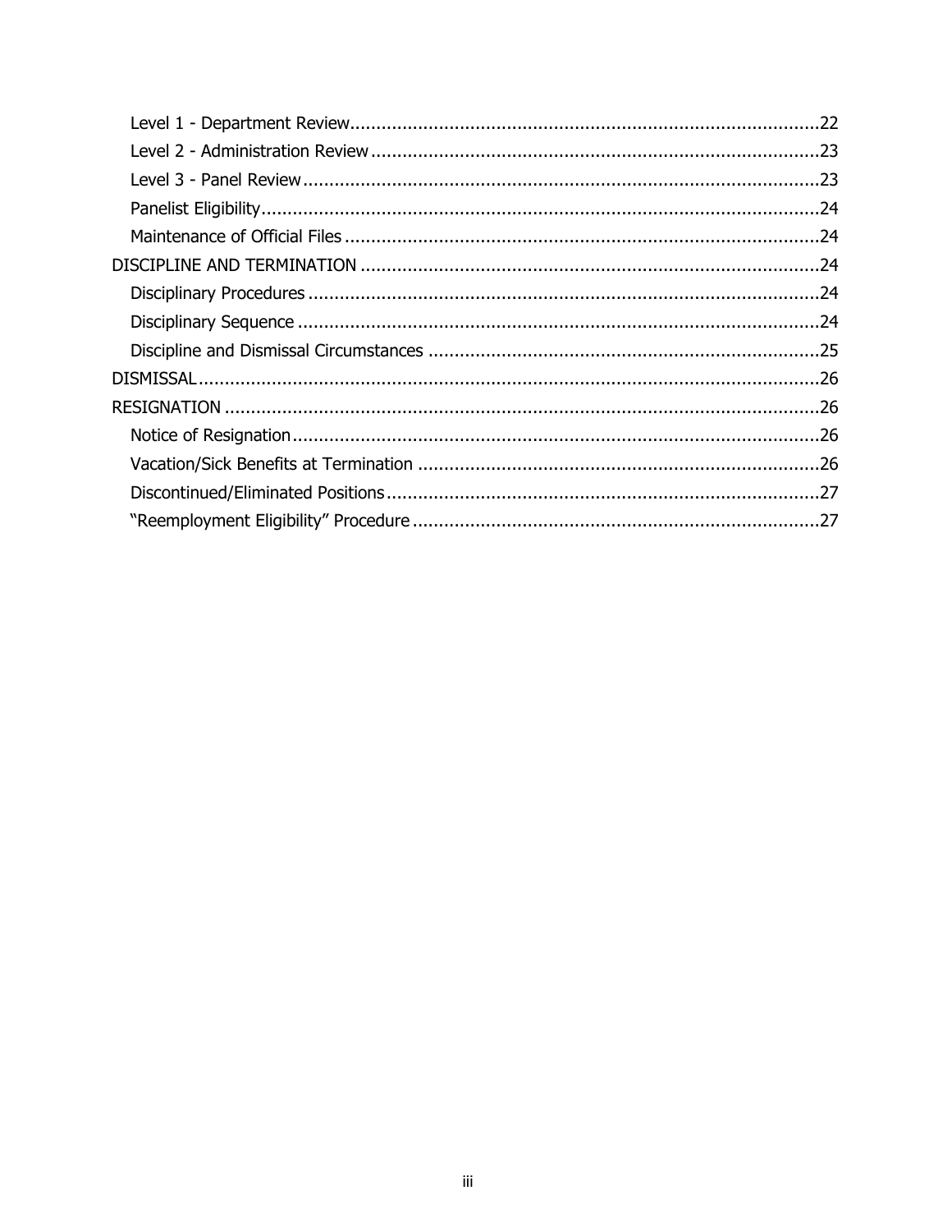- Level 1 - Department Review ....................................................................................... 22
- Level 2 - Administration Review .................................................................................. 23
- Level 3 - Panel Review ................................................................................................ 23
- Panelist Eligibility ........................................................................................................ 24
- Maintenance of Official Files ........................................................................................ 24

DISCIPLINE AND TERMINATION ........................................................................................ 24

- Disciplinary Procedures ............................................................................................... 24
- Disciplinary Sequence ................................................................................................. 24
- Discipline and Dismissal Circumstances ....................................................................... 25

DISMISSAL ........................................................................................................................ 26

RESIGNATION .................................................................................................................. 26

- Notice of Resignation .................................................................................................. 26
- Vacation/Sick Benefits at Termination .......................................................................... 26
- Discontinued/Eliminated Positions ................................................................................ 27
- "Reemployment Eligibility" Procedure .......................................................................... 27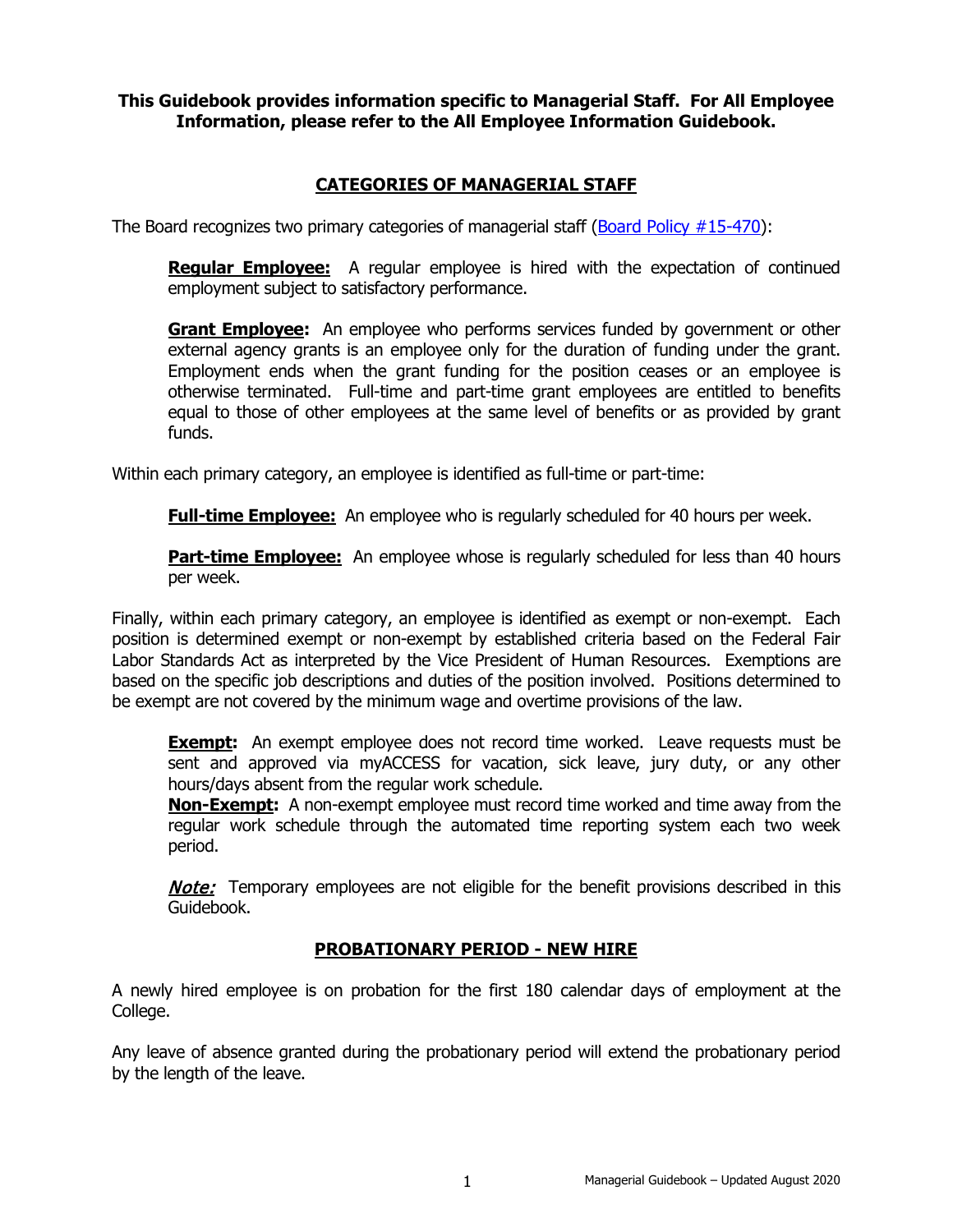**This Guidebook provides information specific to Managerial Staff. For All Employee Information, please refer to the All Employee Information Guidebook.**

## CATEGORIES OF MANAGERIAL STAFF

The Board recognizes two primary categories of managerial staff ([Board Policy #15-470](Board Policy #15-470)):

> **Regular Employee:** A regular employee is hired with the expectation of continued employment subject to satisfactory performance.
>
> **Grant Employee:** An employee who performs services funded by government or other external agency grants is an employee only for the duration of funding under the grant. Employment ends when the grant funding for the position ceases or an employee is otherwise terminated. Full-time and part-time grant employees are entitled to benefits equal to those of other employees at the same level of benefits or as provided by grant funds.

Within each primary category, an employee is identified as full-time or part-time:

> **Full-time Employee:** An employee who is regularly scheduled for 40 hours per week.
>
> **Part-time Employee:** An employee whose is regularly scheduled for less than 40 hours per week.

Finally, within each primary category, an employee is identified as exempt or non-exempt. Each position is determined exempt or non-exempt by established criteria based on the Federal Fair Labor Standards Act as interpreted by the Vice President of Human Resources. Exemptions are based on the specific job descriptions and duties of the position involved. Positions determined to be exempt are not covered by the minimum wage and overtime provisions of the law.

> **Exempt:** An exempt employee does not record time worked. Leave requests must be sent and approved via myACCESS for vacation, sick leave, jury duty, or any other hours/days absent from the regular work schedule.
>
> **Non-Exempt:** A non-exempt employee must record time worked and time away from the regular work schedule through the automated time reporting system each two week period.
>
> ***Note:*** Temporary employees are not eligible for the benefit provisions described in this Guidebook.

## PROBATIONARY PERIOD - NEW HIRE

A newly hired employee is on probation for the first 180 calendar days of employment at the College.

Any leave of absence granted during the probationary period will extend the probationary period by the length of the leave.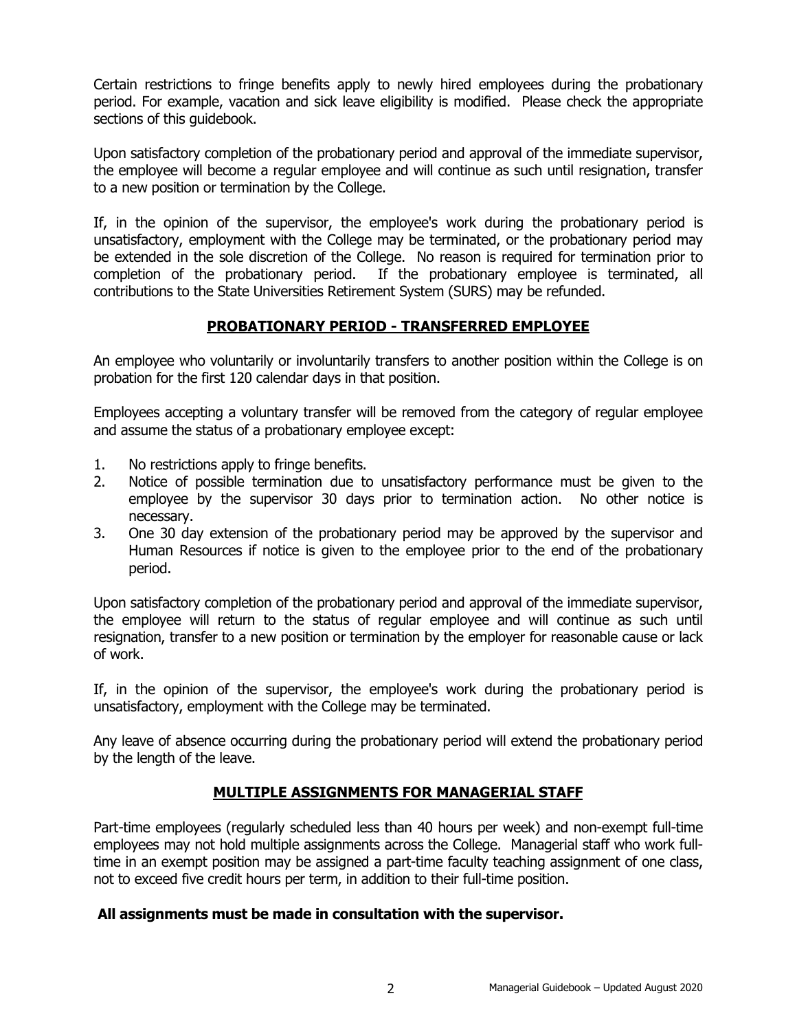Certain restrictions to fringe benefits apply to newly hired employees during the probationary period. For example, vacation and sick leave eligibility is modified. Please check the appropriate sections of this guidebook.

Upon satisfactory completion of the probationary period and approval of the immediate supervisor, the employee will become a regular employee and will continue as such until resignation, transfer to a new position or termination by the College.

If, in the opinion of the supervisor, the employee's work during the probationary period is unsatisfactory, employment with the College may be terminated, or the probationary period may be extended in the sole discretion of the College. No reason is required for termination prior to completion of the probationary period. If the probationary employee is terminated, all contributions to the State Universities Retirement System (SURS) may be refunded.

## PROBATIONARY PERIOD - TRANSFERRED EMPLOYEE

An employee who voluntarily or involuntarily transfers to another position within the College is on probation for the first 120 calendar days in that position.

Employees accepting a voluntary transfer will be removed from the category of regular employee and assume the status of a probationary employee except:

1. No restrictions apply to fringe benefits.
2. Notice of possible termination due to unsatisfactory performance must be given to the employee by the supervisor 30 days prior to termination action. No other notice is necessary.
3. One 30 day extension of the probationary period may be approved by the supervisor and Human Resources if notice is given to the employee prior to the end of the probationary period.

Upon satisfactory completion of the probationary period and approval of the immediate supervisor, the employee will return to the status of regular employee and will continue as such until resignation, transfer to a new position or termination by the employer for reasonable cause or lack of work.

If, in the opinion of the supervisor, the employee's work during the probationary period is unsatisfactory, employment with the College may be terminated.

Any leave of absence occurring during the probationary period will extend the probationary period by the length of the leave.

## MULTIPLE ASSIGNMENTS FOR MANAGERIAL STAFF

Part-time employees (regularly scheduled less than 40 hours per week) and non-exempt full-time employees may not hold multiple assignments across the College. Managerial staff who work full-time in an exempt position may be assigned a part-time faculty teaching assignment of one class, not to exceed five credit hours per term, in addition to their full-time position.

**All assignments must be made in consultation with the supervisor.**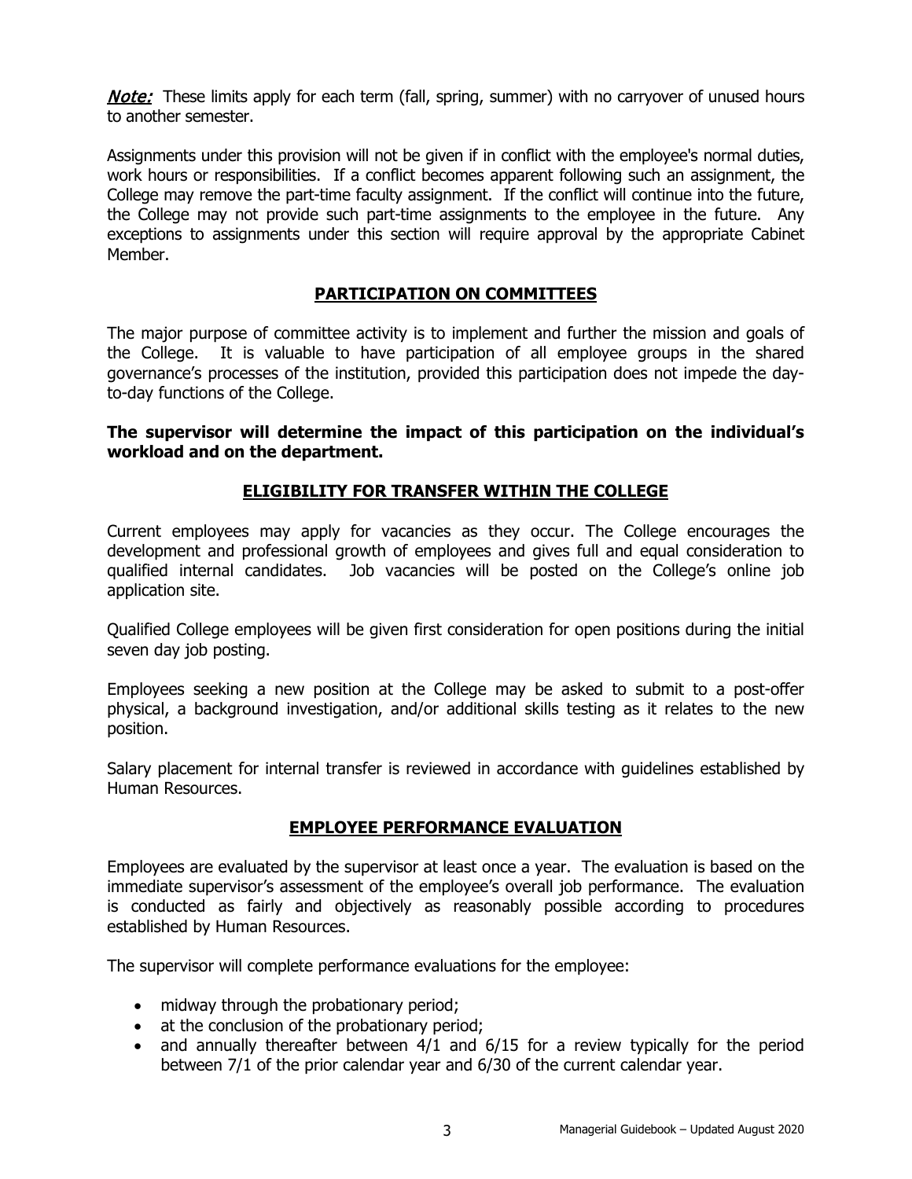***Note:*** These limits apply for each term (fall, spring, summer) with no carryover of unused hours to another semester.

Assignments under this provision will not be given if in conflict with the employee's normal duties, work hours or responsibilities. If a conflict becomes apparent following such an assignment, the College may remove the part-time faculty assignment. If the conflict will continue into the future, the College may not provide such part-time assignments to the employee in the future. Any exceptions to assignments under this section will require approval by the appropriate Cabinet Member.

## PARTICIPATION ON COMMITTEES

The major purpose of committee activity is to implement and further the mission and goals of the College. It is valuable to have participation of all employee groups in the shared governance's processes of the institution, provided this participation does not impede the day-to-day functions of the College.

**The supervisor will determine the impact of this participation on the individual's workload and on the department.**

## ELIGIBILITY FOR TRANSFER WITHIN THE COLLEGE

Current employees may apply for vacancies as they occur. The College encourages the development and professional growth of employees and gives full and equal consideration to qualified internal candidates. Job vacancies will be posted on the College's online job application site.

Qualified College employees will be given first consideration for open positions during the initial seven day job posting.

Employees seeking a new position at the College may be asked to submit to a post-offer physical, a background investigation, and/or additional skills testing as it relates to the new position.

Salary placement for internal transfer is reviewed in accordance with guidelines established by Human Resources.

## EMPLOYEE PERFORMANCE EVALUATION

Employees are evaluated by the supervisor at least once a year. The evaluation is based on the immediate supervisor's assessment of the employee's overall job performance. The evaluation is conducted as fairly and objectively as reasonably possible according to procedures established by Human Resources.

The supervisor will complete performance evaluations for the employee:

- midway through the probationary period;
- at the conclusion of the probationary period;
- and annually thereafter between 4/1 and 6/15 for a review typically for the period between 7/1 of the prior calendar year and 6/30 of the current calendar year.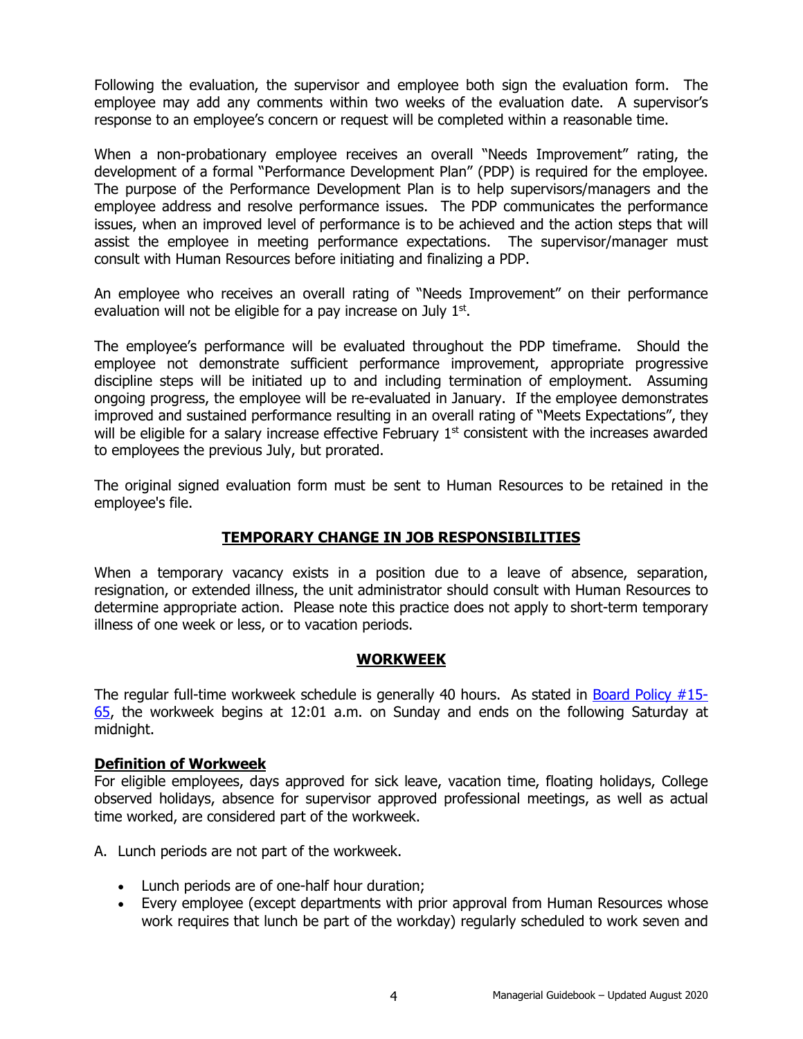Following the evaluation, the supervisor and employee both sign the evaluation form. The employee may add any comments within two weeks of the evaluation date. A supervisor's response to an employee's concern or request will be completed within a reasonable time.

When a non-probationary employee receives an overall "Needs Improvement" rating, the development of a formal "Performance Development Plan" (PDP) is required for the employee. The purpose of the Performance Development Plan is to help supervisors/managers and the employee address and resolve performance issues. The PDP communicates the performance issues, when an improved level of performance is to be achieved and the action steps that will assist the employee in meeting performance expectations. The supervisor/manager must consult with Human Resources before initiating and finalizing a PDP.

An employee who receives an overall rating of "Needs Improvement" on their performance evaluation will not be eligible for a pay increase on July 1st.

The employee's performance will be evaluated throughout the PDP timeframe. Should the employee not demonstrate sufficient performance improvement, appropriate progressive discipline steps will be initiated up to and including termination of employment. Assuming ongoing progress, the employee will be re-evaluated in January. If the employee demonstrates improved and sustained performance resulting in an overall rating of "Meets Expectations", they will be eligible for a salary increase effective February 1st consistent with the increases awarded to employees the previous July, but prorated.

The original signed evaluation form must be sent to Human Resources to be retained in the employee's file.

## TEMPORARY CHANGE IN JOB RESPONSIBILITIES

When a temporary vacancy exists in a position due to a leave of absence, separation, resignation, or extended illness, the unit administrator should consult with Human Resources to determine appropriate action. Please note this practice does not apply to short-term temporary illness of one week or less, or to vacation periods.

## WORKWEEK

The regular full-time workweek schedule is generally 40 hours. As stated in Board Policy #15-65, the workweek begins at 12:01 a.m. on Sunday and ends on the following Saturday at midnight.

### Definition of Workweek

For eligible employees, days approved for sick leave, vacation time, floating holidays, College observed holidays, absence for supervisor approved professional meetings, as well as actual time worked, are considered part of the workweek.

A. Lunch periods are not part of the workweek.

- Lunch periods are of one-half hour duration;
- Every employee (except departments with prior approval from Human Resources whose work requires that lunch be part of the workday) regularly scheduled to work seven and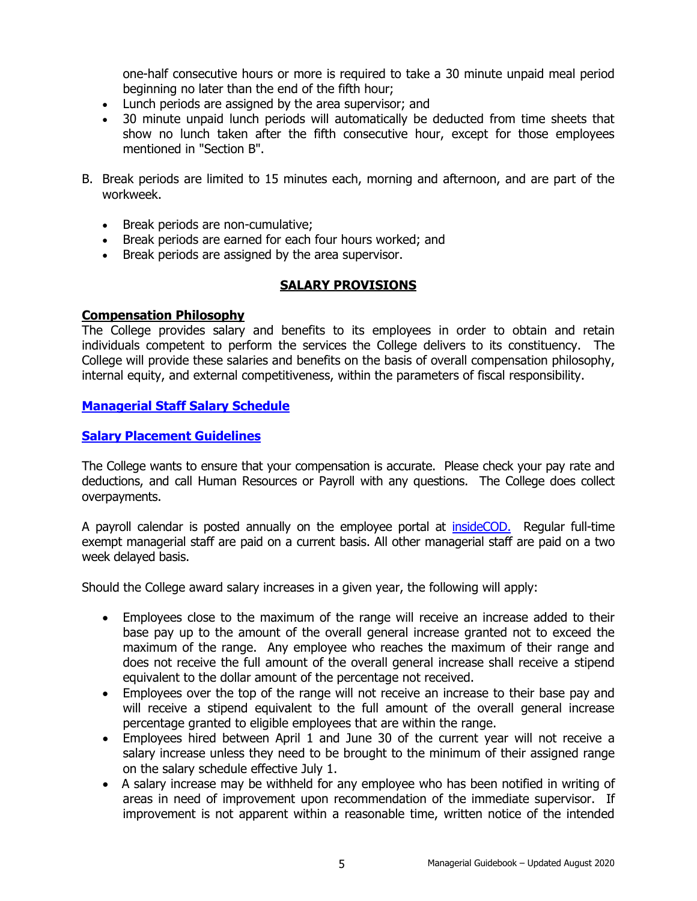one-half consecutive hours or more is required to take a 30 minute unpaid meal period beginning no later than the end of the fifth hour;

- Lunch periods are assigned by the area supervisor; and
- 30 minute unpaid lunch periods will automatically be deducted from time sheets that show no lunch taken after the fifth consecutive hour, except for those employees mentioned in "Section B".

B. Break periods are limited to 15 minutes each, morning and afternoon, and are part of the workweek.

- Break periods are non-cumulative;
- Break periods are earned for each four hours worked; and
- Break periods are assigned by the area supervisor.

## SALARY PROVISIONS

### Compensation Philosophy

The College provides salary and benefits to its employees in order to obtain and retain individuals competent to perform the services the College delivers to its constituency. The College will provide these salaries and benefits on the basis of overall compensation philosophy, internal equity, and external competitiveness, within the parameters of fiscal responsibility.

### Managerial Staff Salary Schedule

### Salary Placement Guidelines

The College wants to ensure that your compensation is accurate. Please check your pay rate and deductions, and call Human Resources or Payroll with any questions. The College does collect overpayments.

A payroll calendar is posted annually on the employee portal at insideCOD. Regular full-time exempt managerial staff are paid on a current basis. All other managerial staff are paid on a two week delayed basis.

Should the College award salary increases in a given year, the following will apply:

- Employees close to the maximum of the range will receive an increase added to their base pay up to the amount of the overall general increase granted not to exceed the maximum of the range. Any employee who reaches the maximum of their range and does not receive the full amount of the overall general increase shall receive a stipend equivalent to the dollar amount of the percentage not received.
- Employees over the top of the range will not receive an increase to their base pay and will receive a stipend equivalent to the full amount of the overall general increase percentage granted to eligible employees that are within the range.
- Employees hired between April 1 and June 30 of the current year will not receive a salary increase unless they need to be brought to the minimum of their assigned range on the salary schedule effective July 1.
- A salary increase may be withheld for any employee who has been notified in writing of areas in need of improvement upon recommendation of the immediate supervisor. If improvement is not apparent within a reasonable time, written notice of the intended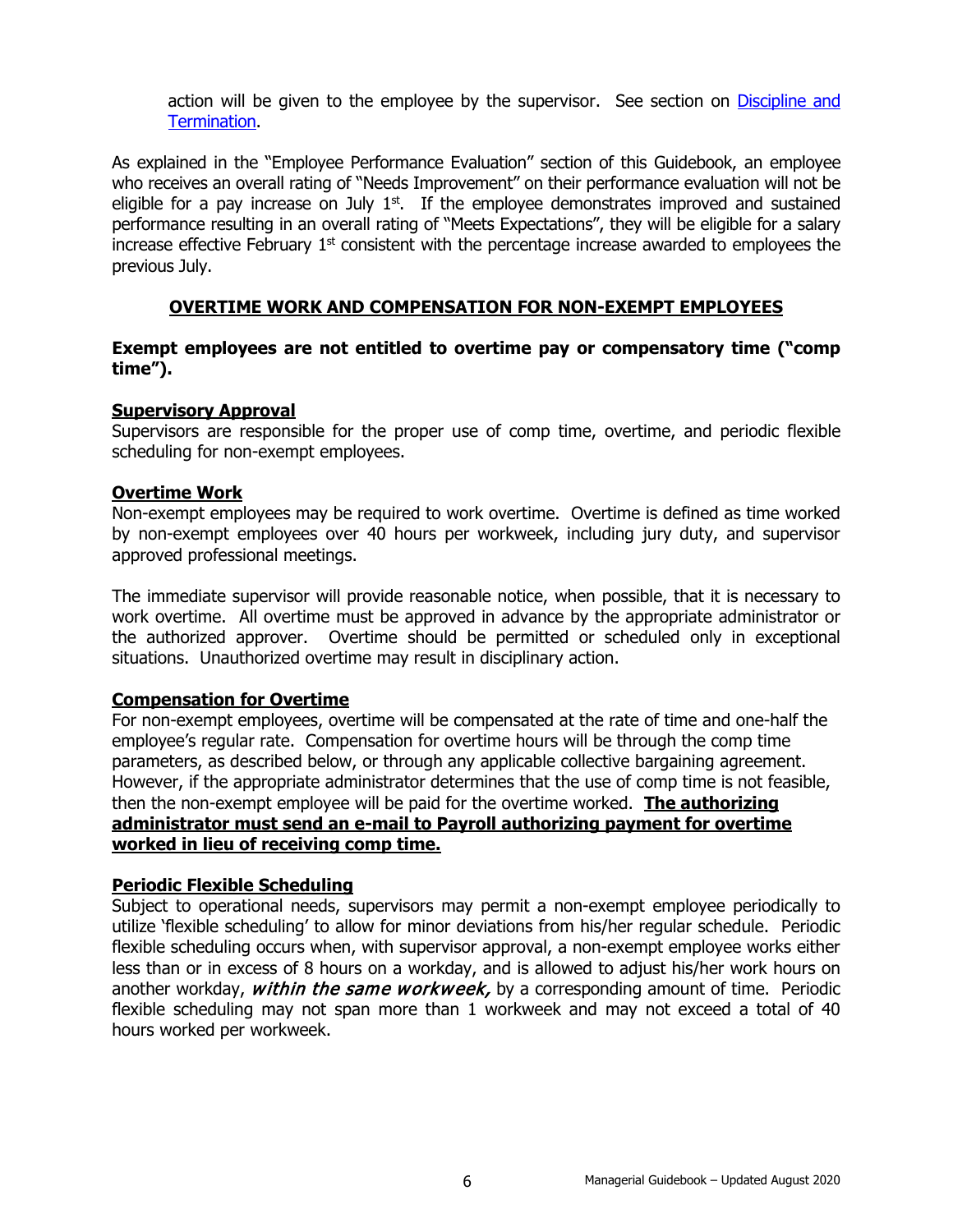action will be given to the employee by the supervisor. See section on [Discipline and Termination](#).

As explained in the "Employee Performance Evaluation" section of this Guidebook, an employee who receives an overall rating of "Needs Improvement" on their performance evaluation will not be eligible for a pay increase on July 1st. If the employee demonstrates improved and sustained performance resulting in an overall rating of "Meets Expectations", they will be eligible for a salary increase effective February 1st consistent with the percentage increase awarded to employees the previous July.

## OVERTIME WORK AND COMPENSATION FOR NON-EXEMPT EMPLOYEES

**Exempt employees are not entitled to overtime pay or compensatory time ("comp time").**

### Supervisory Approval

Supervisors are responsible for the proper use of comp time, overtime, and periodic flexible scheduling for non-exempt employees.

### Overtime Work

Non-exempt employees may be required to work overtime. Overtime is defined as time worked by non-exempt employees over 40 hours per workweek, including jury duty, and supervisor approved professional meetings.

The immediate supervisor will provide reasonable notice, when possible, that it is necessary to work overtime. All overtime must be approved in advance by the appropriate administrator or the authorized approver. Overtime should be permitted or scheduled only in exceptional situations. Unauthorized overtime may result in disciplinary action.

### Compensation for Overtime

For non-exempt employees, overtime will be compensated at the rate of time and one-half the employee's regular rate. Compensation for overtime hours will be through the comp time parameters, as described below, or through any applicable collective bargaining agreement. However, if the appropriate administrator determines that the use of comp time is not feasible, then the non-exempt employee will be paid for the overtime worked. **The authorizing administrator must send an e-mail to Payroll authorizing payment for overtime worked in lieu of receiving comp time.**

### Periodic Flexible Scheduling

Subject to operational needs, supervisors may permit a non-exempt employee periodically to utilize 'flexible scheduling' to allow for minor deviations from his/her regular schedule. Periodic flexible scheduling occurs when, with supervisor approval, a non-exempt employee works either less than or in excess of 8 hours on a workday, and is allowed to adjust his/her work hours on another workday, ***within the same workweek,*** by a corresponding amount of time. Periodic flexible scheduling may not span more than 1 workweek and may not exceed a total of 40 hours worked per workweek.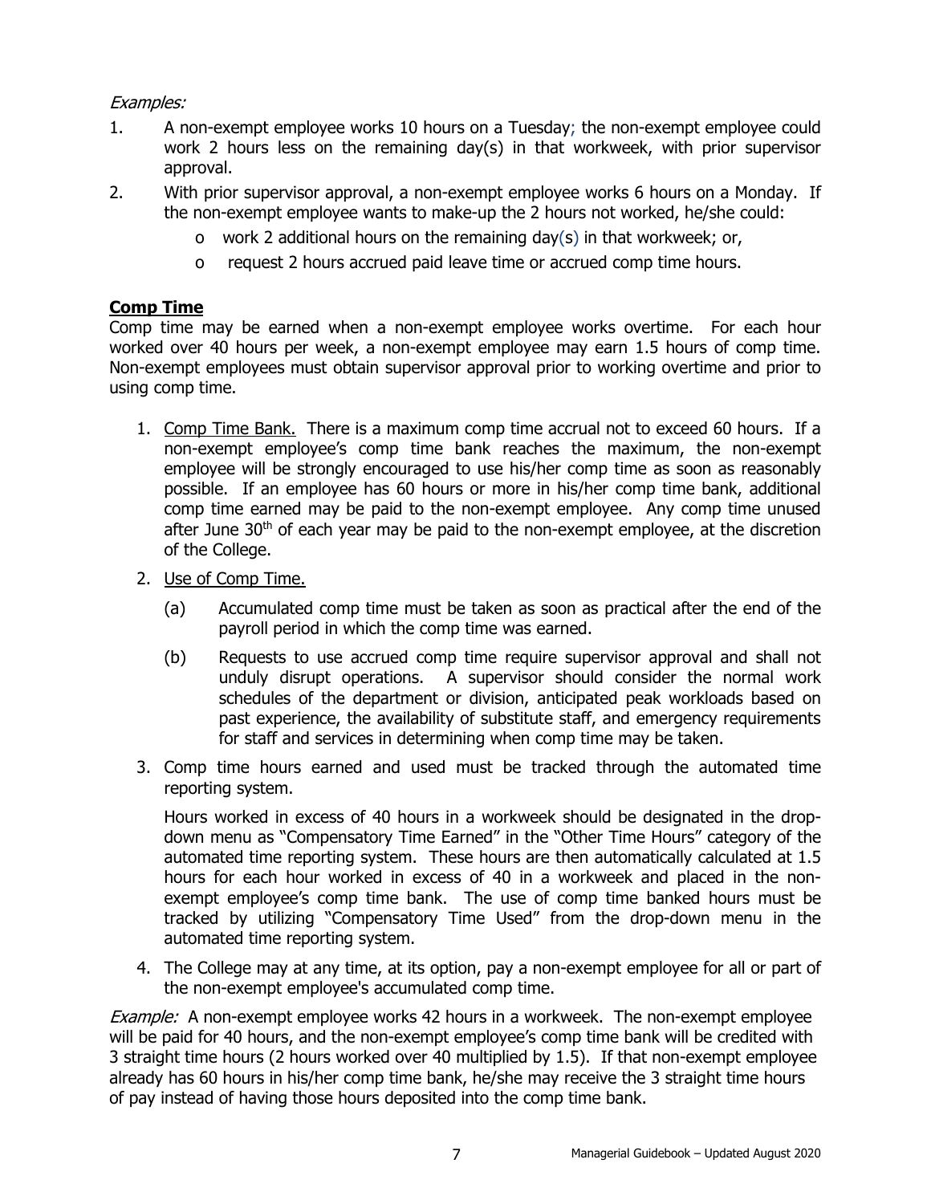*Examples:*

1. A non-exempt employee works 10 hours on a Tuesday; the non-exempt employee could work 2 hours less on the remaining day(s) in that workweek, with prior supervisor approval.
2. With prior supervisor approval, a non-exempt employee works 6 hours on a Monday. If the non-exempt employee wants to make-up the 2 hours not worked, he/she could:
   - work 2 additional hours on the remaining day(s) in that workweek; or,
   - request 2 hours accrued paid leave time or accrued comp time hours.

**Comp Time**

Comp time may be earned when a non-exempt employee works overtime. For each hour worked over 40 hours per week, a non-exempt employee may earn 1.5 hours of comp time. Non-exempt employees must obtain supervisor approval prior to working overtime and prior to using comp time.

1. Comp Time Bank. There is a maximum comp time accrual not to exceed 60 hours. If a non-exempt employee's comp time bank reaches the maximum, the non-exempt employee will be strongly encouraged to use his/her comp time as soon as reasonably possible. If an employee has 60 hours or more in his/her comp time bank, additional comp time earned may be paid to the non-exempt employee. Any comp time unused after June 30th of each year may be paid to the non-exempt employee, at the discretion of the College.
2. Use of Comp Time.
   (a) Accumulated comp time must be taken as soon as practical after the end of the payroll period in which the comp time was earned.
   (b) Requests to use accrued comp time require supervisor approval and shall not unduly disrupt operations. A supervisor should consider the normal work schedules of the department or division, anticipated peak workloads based on past experience, the availability of substitute staff, and emergency requirements for staff and services in determining when comp time may be taken.
3. Comp time hours earned and used must be tracked through the automated time reporting system.

   Hours worked in excess of 40 hours in a workweek should be designated in the drop-down menu as "Compensatory Time Earned" in the "Other Time Hours" category of the automated time reporting system. These hours are then automatically calculated at 1.5 hours for each hour worked in excess of 40 in a workweek and placed in the non-exempt employee's comp time bank. The use of comp time banked hours must be tracked by utilizing "Compensatory Time Used" from the drop-down menu in the automated time reporting system.
4. The College may at any time, at its option, pay a non-exempt employee for all or part of the non-exempt employee's accumulated comp time.

*Example:* A non-exempt employee works 42 hours in a workweek. The non-exempt employee will be paid for 40 hours, and the non-exempt employee's comp time bank will be credited with 3 straight time hours (2 hours worked over 40 multiplied by 1.5). If that non-exempt employee already has 60 hours in his/her comp time bank, he/she may receive the 3 straight time hours of pay instead of having those hours deposited into the comp time bank.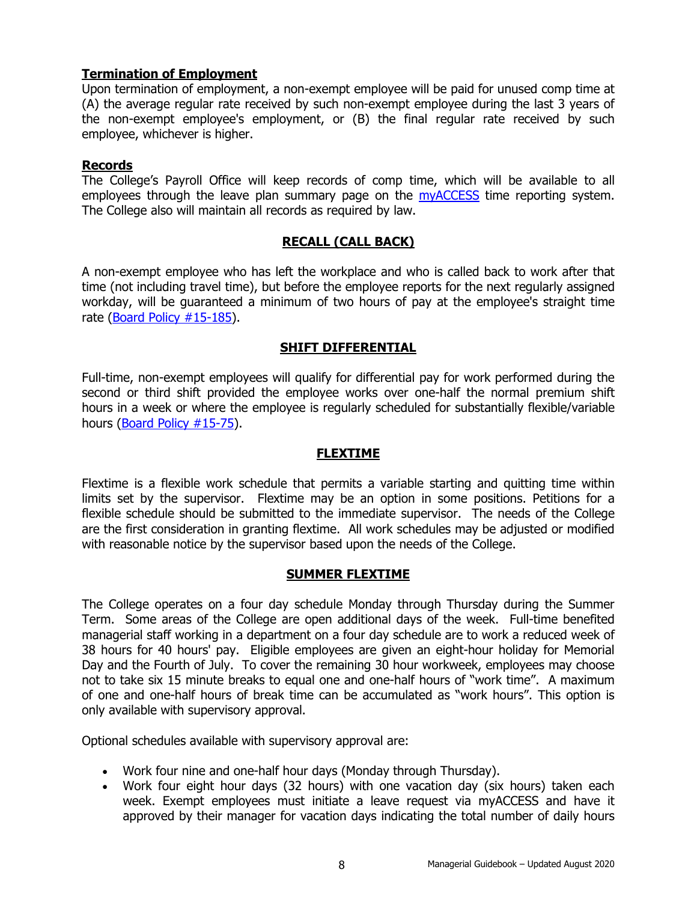**Termination of Employment**

Upon termination of employment, a non-exempt employee will be paid for unused comp time at (A) the average regular rate received by such non-exempt employee during the last 3 years of the non-exempt employee's employment, or (B) the final regular rate received by such employee, whichever is higher.

**Records**

The College's Payroll Office will keep records of comp time, which will be available to all employees through the leave plan summary page on the myACCESS time reporting system. The College also will maintain all records as required by law.

## RECALL (CALL BACK)

A non-exempt employee who has left the workplace and who is called back to work after that time (not including travel time), but before the employee reports for the next regularly assigned workday, will be guaranteed a minimum of two hours of pay at the employee's straight time rate (Board Policy #15-185).

## SHIFT DIFFERENTIAL

Full-time, non-exempt employees will qualify for differential pay for work performed during the second or third shift provided the employee works over one-half the normal premium shift hours in a week or where the employee is regularly scheduled for substantially flexible/variable hours (Board Policy #15-75).

## FLEXTIME

Flextime is a flexible work schedule that permits a variable starting and quitting time within limits set by the supervisor. Flextime may be an option in some positions. Petitions for a flexible schedule should be submitted to the immediate supervisor. The needs of the College are the first consideration in granting flextime. All work schedules may be adjusted or modified with reasonable notice by the supervisor based upon the needs of the College.

## SUMMER FLEXTIME

The College operates on a four day schedule Monday through Thursday during the Summer Term. Some areas of the College are open additional days of the week. Full-time benefited managerial staff working in a department on a four day schedule are to work a reduced week of 38 hours for 40 hours' pay. Eligible employees are given an eight-hour holiday for Memorial Day and the Fourth of July. To cover the remaining 30 hour workweek, employees may choose not to take six 15 minute breaks to equal one and one-half hours of "work time". A maximum of one and one-half hours of break time can be accumulated as "work hours". This option is only available with supervisory approval.

Optional schedules available with supervisory approval are:

- Work four nine and one-half hour days (Monday through Thursday).
- Work four eight hour days (32 hours) with one vacation day (six hours) taken each week. Exempt employees must initiate a leave request via myACCESS and have it approved by their manager for vacation days indicating the total number of daily hours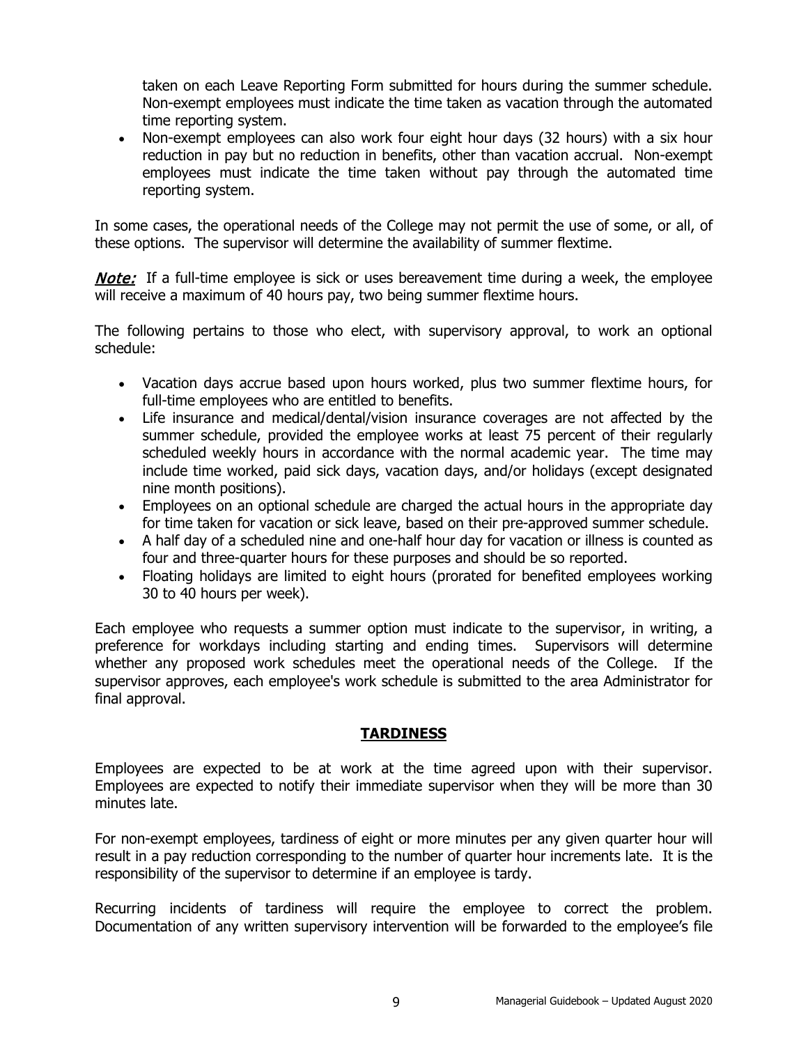taken on each Leave Reporting Form submitted for hours during the summer schedule. Non-exempt employees must indicate the time taken as vacation through the automated time reporting system.

- Non-exempt employees can also work four eight hour days (32 hours) with a six hour reduction in pay but no reduction in benefits, other than vacation accrual. Non-exempt employees must indicate the time taken without pay through the automated time reporting system.

In some cases, the operational needs of the College may not permit the use of some, or all, of these options. The supervisor will determine the availability of summer flextime.

***Note:*** If a full-time employee is sick or uses bereavement time during a week, the employee will receive a maximum of 40 hours pay, two being summer flextime hours.

The following pertains to those who elect, with supervisory approval, to work an optional schedule:

- Vacation days accrue based upon hours worked, plus two summer flextime hours, for full-time employees who are entitled to benefits.
- Life insurance and medical/dental/vision insurance coverages are not affected by the summer schedule, provided the employee works at least 75 percent of their regularly scheduled weekly hours in accordance with the normal academic year. The time may include time worked, paid sick days, vacation days, and/or holidays (except designated nine month positions).
- Employees on an optional schedule are charged the actual hours in the appropriate day for time taken for vacation or sick leave, based on their pre-approved summer schedule.
- A half day of a scheduled nine and one-half hour day for vacation or illness is counted as four and three-quarter hours for these purposes and should be so reported.
- Floating holidays are limited to eight hours (prorated for benefited employees working 30 to 40 hours per week).

Each employee who requests a summer option must indicate to the supervisor, in writing, a preference for workdays including starting and ending times. Supervisors will determine whether any proposed work schedules meet the operational needs of the College. If the supervisor approves, each employee's work schedule is submitted to the area Administrator for final approval.

## TARDINESS

Employees are expected to be at work at the time agreed upon with their supervisor. Employees are expected to notify their immediate supervisor when they will be more than 30 minutes late.

For non-exempt employees, tardiness of eight or more minutes per any given quarter hour will result in a pay reduction corresponding to the number of quarter hour increments late. It is the responsibility of the supervisor to determine if an employee is tardy.

Recurring incidents of tardiness will require the employee to correct the problem. Documentation of any written supervisory intervention will be forwarded to the employee's file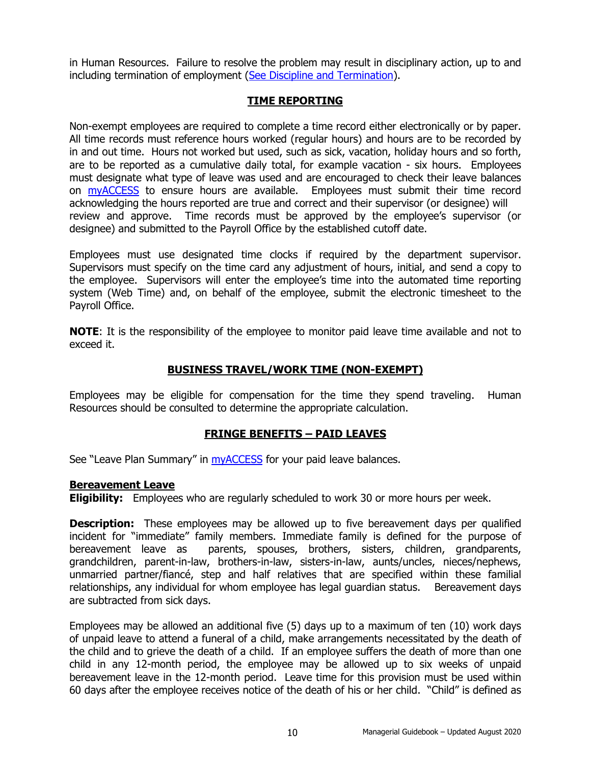in Human Resources. Failure to resolve the problem may result in disciplinary action, up to and including termination of employment ([See Discipline and Termination]()).

## TIME REPORTING

Non-exempt employees are required to complete a time record either electronically or by paper. All time records must reference hours worked (regular hours) and hours are to be recorded by in and out time. Hours not worked but used, such as sick, vacation, holiday hours and so forth, are to be reported as a cumulative daily total, for example vacation - six hours. Employees must designate what type of leave was used and are encouraged to check their leave balances on [myACCESS]() to ensure hours are available. Employees must submit their time record acknowledging the hours reported are true and correct and their supervisor (or designee) will review and approve. Time records must be approved by the employee's supervisor (or designee) and submitted to the Payroll Office by the established cutoff date.

Employees must use designated time clocks if required by the department supervisor. Supervisors must specify on the time card any adjustment of hours, initial, and send a copy to the employee. Supervisors will enter the employee's time into the automated time reporting system (Web Time) and, on behalf of the employee, submit the electronic timesheet to the Payroll Office.

**NOTE**: It is the responsibility of the employee to monitor paid leave time available and not to exceed it.

## BUSINESS TRAVEL/WORK TIME (NON-EXEMPT)

Employees may be eligible for compensation for the time they spend traveling. Human Resources should be consulted to determine the appropriate calculation.

## FRINGE BENEFITS – PAID LEAVES

See "Leave Plan Summary" in [myACCESS]() for your paid leave balances.

### Bereavement Leave

**Eligibility:** Employees who are regularly scheduled to work 30 or more hours per week.

**Description:** These employees may be allowed up to five bereavement days per qualified incident for "immediate" family members. Immediate family is defined for the purpose of bereavement leave as parents, spouses, brothers, sisters, children, grandparents, grandchildren, parent-in-law, brothers-in-law, sisters-in-law, aunts/uncles, nieces/nephews, unmarried partner/fiancé, step and half relatives that are specified within these familial relationships, any individual for whom employee has legal guardian status. Bereavement days are subtracted from sick days.

Employees may be allowed an additional five (5) days up to a maximum of ten (10) work days of unpaid leave to attend a funeral of a child, make arrangements necessitated by the death of the child and to grieve the death of a child. If an employee suffers the death of more than one child in any 12-month period, the employee may be allowed up to six weeks of unpaid bereavement leave in the 12-month period. Leave time for this provision must be used within 60 days after the employee receives notice of the death of his or her child. "Child" is defined as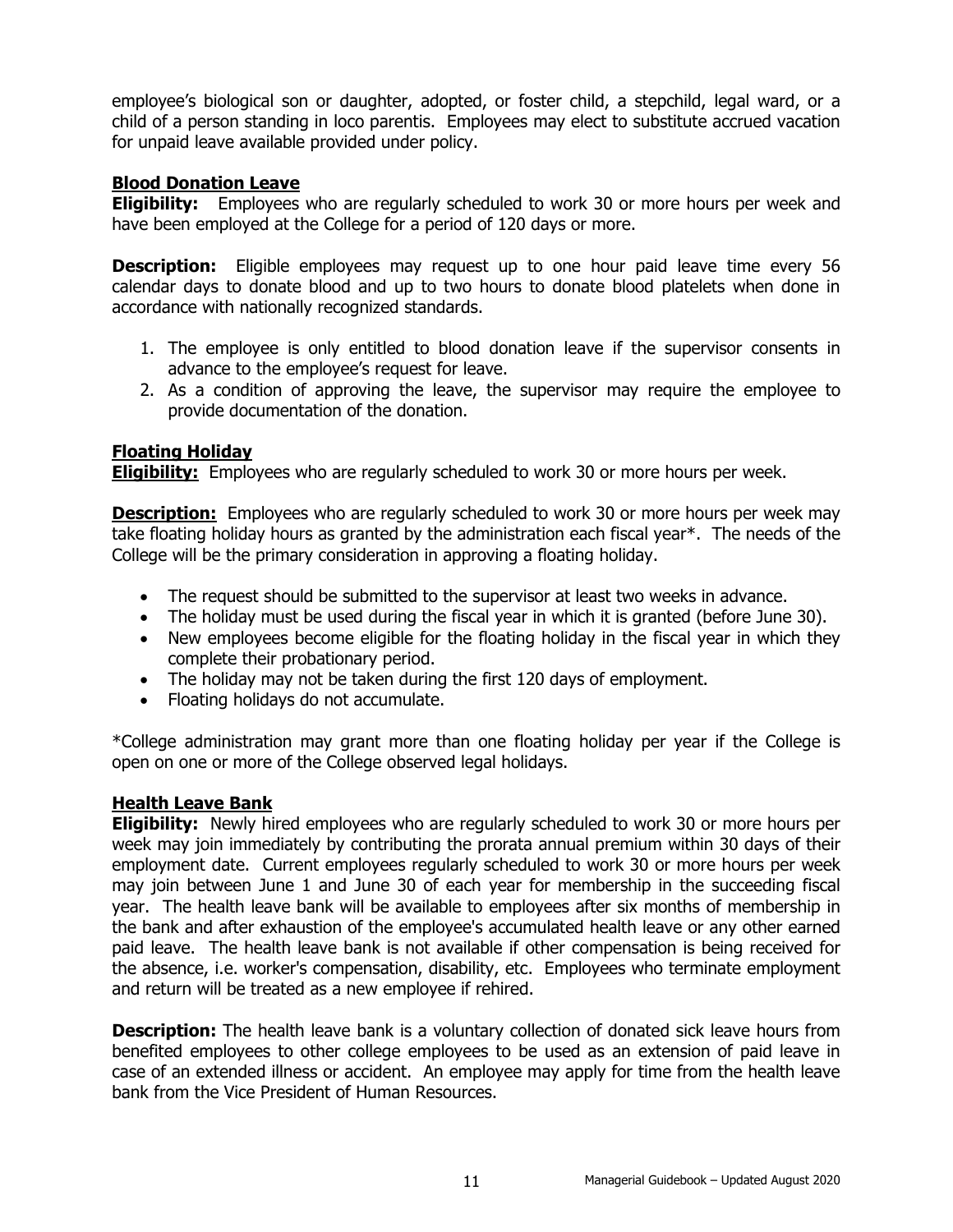employee's biological son or daughter, adopted, or foster child, a stepchild, legal ward, or a child of a person standing in loco parentis. Employees may elect to substitute accrued vacation for unpaid leave available provided under policy.

## Blood Donation Leave

**Eligibility:** Employees who are regularly scheduled to work 30 or more hours per week and have been employed at the College for a period of 120 days or more.

**Description:** Eligible employees may request up to one hour paid leave time every 56 calendar days to donate blood and up to two hours to donate blood platelets when done in accordance with nationally recognized standards.

1. The employee is only entitled to blood donation leave if the supervisor consents in advance to the employee's request for leave.
2. As a condition of approving the leave, the supervisor may require the employee to provide documentation of the donation.

## Floating Holiday

**Eligibility:** Employees who are regularly scheduled to work 30 or more hours per week.

**Description:** Employees who are regularly scheduled to work 30 or more hours per week may take floating holiday hours as granted by the administration each fiscal year*. The needs of the College will be the primary consideration in approving a floating holiday.

- The request should be submitted to the supervisor at least two weeks in advance.
- The holiday must be used during the fiscal year in which it is granted (before June 30).
- New employees become eligible for the floating holiday in the fiscal year in which they complete their probationary period.
- The holiday may not be taken during the first 120 days of employment.
- Floating holidays do not accumulate.

*College administration may grant more than one floating holiday per year if the College is open on one or more of the College observed legal holidays.

## Health Leave Bank

**Eligibility:** Newly hired employees who are regularly scheduled to work 30 or more hours per week may join immediately by contributing the prorata annual premium within 30 days of their employment date. Current employees regularly scheduled to work 30 or more hours per week may join between June 1 and June 30 of each year for membership in the succeeding fiscal year. The health leave bank will be available to employees after six months of membership in the bank and after exhaustion of the employee's accumulated health leave or any other earned paid leave. The health leave bank is not available if other compensation is being received for the absence, i.e. worker's compensation, disability, etc. Employees who terminate employment and return will be treated as a new employee if rehired.

**Description:** The health leave bank is a voluntary collection of donated sick leave hours from benefited employees to other college employees to be used as an extension of paid leave in case of an extended illness or accident. An employee may apply for time from the health leave bank from the Vice President of Human Resources.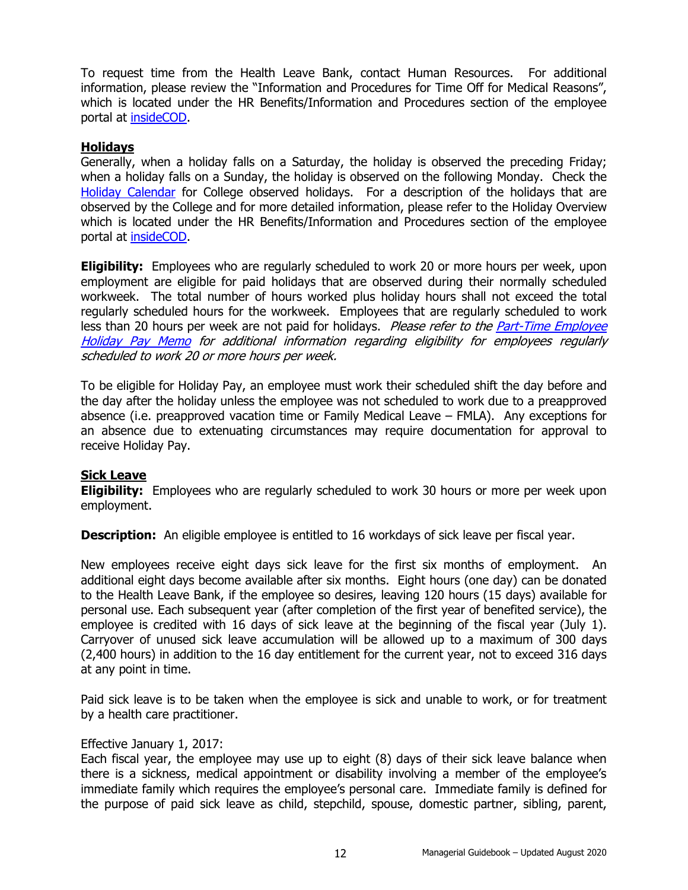To request time from the Health Leave Bank, contact Human Resources. For additional information, please review the "Information and Procedures for Time Off for Medical Reasons", which is located under the HR Benefits/Information and Procedures section of the employee portal at insideCOD.

## Holidays

Generally, when a holiday falls on a Saturday, the holiday is observed the preceding Friday; when a holiday falls on a Sunday, the holiday is observed on the following Monday. Check the Holiday Calendar for College observed holidays. For a description of the holidays that are observed by the College and for more detailed information, please refer to the Holiday Overview which is located under the HR Benefits/Information and Procedures section of the employee portal at insideCOD.

**Eligibility:** Employees who are regularly scheduled to work 20 or more hours per week, upon employment are eligible for paid holidays that are observed during their normally scheduled workweek. The total number of hours worked plus holiday hours shall not exceed the total regularly scheduled hours for the workweek. Employees that are regularly scheduled to work less than 20 hours per week are not paid for holidays. *Please refer to the Part-Time Employee Holiday Pay Memo for additional information regarding eligibility for employees regularly scheduled to work 20 or more hours per week.*

To be eligible for Holiday Pay, an employee must work their scheduled shift the day before and the day after the holiday unless the employee was not scheduled to work due to a preapproved absence (i.e. preapproved vacation time or Family Medical Leave – FMLA). Any exceptions for an absence due to extenuating circumstances may require documentation for approval to receive Holiday Pay.

## Sick Leave

**Eligibility:** Employees who are regularly scheduled to work 30 hours or more per week upon employment.

**Description:** An eligible employee is entitled to 16 workdays of sick leave per fiscal year.

New employees receive eight days sick leave for the first six months of employment. An additional eight days become available after six months. Eight hours (one day) can be donated to the Health Leave Bank, if the employee so desires, leaving 120 hours (15 days) available for personal use. Each subsequent year (after completion of the first year of benefited service), the employee is credited with 16 days of sick leave at the beginning of the fiscal year (July 1). Carryover of unused sick leave accumulation will be allowed up to a maximum of 300 days (2,400 hours) in addition to the 16 day entitlement for the current year, not to exceed 316 days at any point in time.

Paid sick leave is to be taken when the employee is sick and unable to work, or for treatment by a health care practitioner.

Effective January 1, 2017:
Each fiscal year, the employee may use up to eight (8) days of their sick leave balance when there is a sickness, medical appointment or disability involving a member of the employee's immediate family which requires the employee's personal care. Immediate family is defined for the purpose of paid sick leave as child, stepchild, spouse, domestic partner, sibling, parent,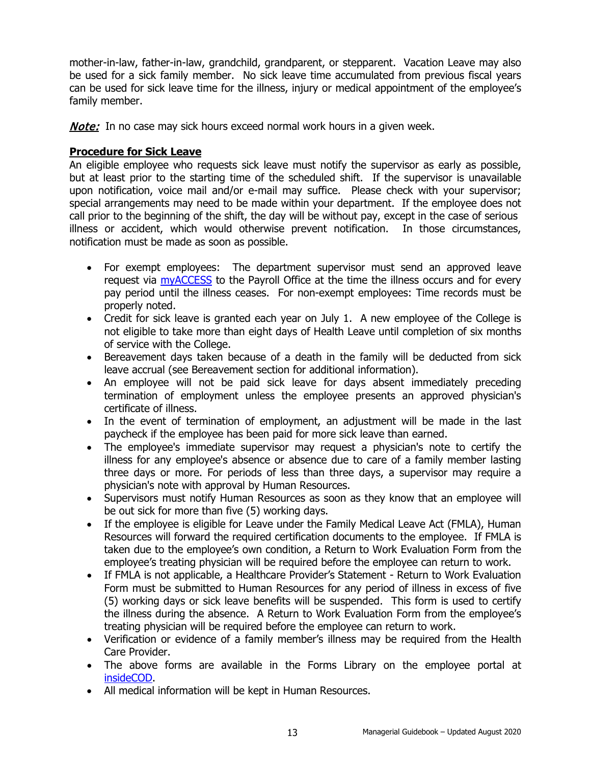mother-in-law, father-in-law, grandchild, grandparent, or stepparent. Vacation Leave may also be used for a sick family member. No sick leave time accumulated from previous fiscal years can be used for sick leave time for the illness, injury or medical appointment of the employee's family member.

***Note:*** In no case may sick hours exceed normal work hours in a given week.

**Procedure for Sick Leave**

An eligible employee who requests sick leave must notify the supervisor as early as possible, but at least prior to the starting time of the scheduled shift. If the supervisor is unavailable upon notification, voice mail and/or e-mail may suffice. Please check with your supervisor; special arrangements may need to be made within your department. If the employee does not call prior to the beginning of the shift, the day will be without pay, except in the case of serious illness or accident, which would otherwise prevent notification. In those circumstances, notification must be made as soon as possible.

- For exempt employees: The department supervisor must send an approved leave request via myACCESS to the Payroll Office at the time the illness occurs and for every pay period until the illness ceases. For non-exempt employees: Time records must be properly noted.
- Credit for sick leave is granted each year on July 1. A new employee of the College is not eligible to take more than eight days of Health Leave until completion of six months of service with the College.
- Bereavement days taken because of a death in the family will be deducted from sick leave accrual (see Bereavement section for additional information).
- An employee will not be paid sick leave for days absent immediately preceding termination of employment unless the employee presents an approved physician's certificate of illness.
- In the event of termination of employment, an adjustment will be made in the last paycheck if the employee has been paid for more sick leave than earned.
- The employee's immediate supervisor may request a physician's note to certify the illness for any employee's absence or absence due to care of a family member lasting three days or more. For periods of less than three days, a supervisor may require a physician's note with approval by Human Resources.
- Supervisors must notify Human Resources as soon as they know that an employee will be out sick for more than five (5) working days.
- If the employee is eligible for Leave under the Family Medical Leave Act (FMLA), Human Resources will forward the required certification documents to the employee. If FMLA is taken due to the employee's own condition, a Return to Work Evaluation Form from the employee's treating physician will be required before the employee can return to work.
- If FMLA is not applicable, a Healthcare Provider's Statement - Return to Work Evaluation Form must be submitted to Human Resources for any period of illness in excess of five (5) working days or sick leave benefits will be suspended. This form is used to certify the illness during the absence. A Return to Work Evaluation Form from the employee's treating physician will be required before the employee can return to work.
- Verification or evidence of a family member's illness may be required from the Health Care Provider.
- The above forms are available in the Forms Library on the employee portal at insideCOD.
- All medical information will be kept in Human Resources.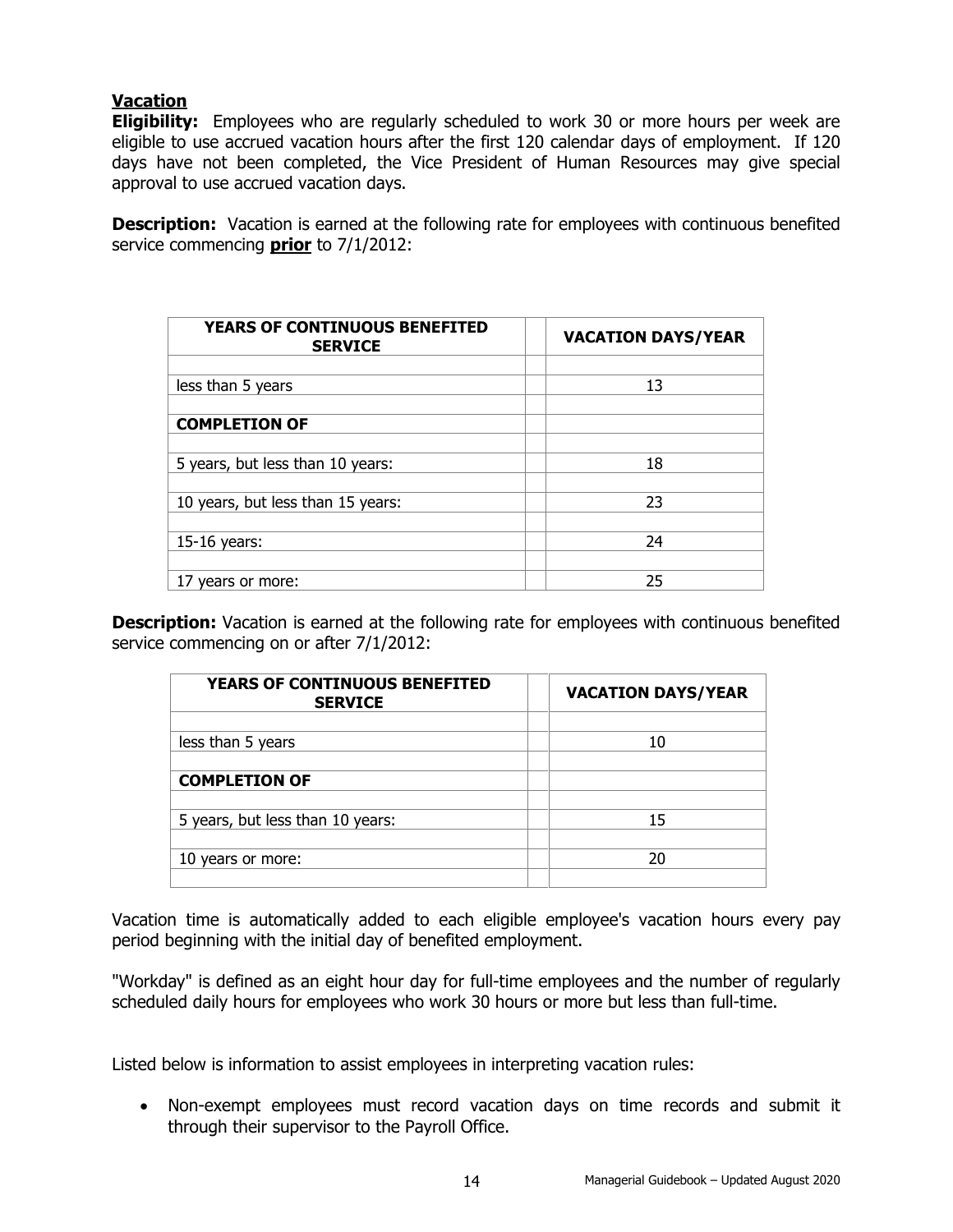**Vacation**

**Eligibility:** Employees who are regularly scheduled to work 30 or more hours per week are eligible to use accrued vacation hours after the first 120 calendar days of employment. If 120 days have not been completed, the Vice President of Human Resources may give special approval to use accrued vacation days.

**Description:** Vacation is earned at the following rate for employees with continuous benefited service commencing **prior** to 7/1/2012:

| YEARS OF CONTINUOUS BENEFITED SERVICE | VACATION DAYS/YEAR |
|---|---|
| less than 5 years | 13 |
| **COMPLETION OF** | |
| 5 years, but less than 10 years: | 18 |
| 10 years, but less than 15 years: | 23 |
| 15-16 years: | 24 |
| 17 years or more: | 25 |

**Description:** Vacation is earned at the following rate for employees with continuous benefited service commencing on or after 7/1/2012:

| YEARS OF CONTINUOUS BENEFITED SERVICE | VACATION DAYS/YEAR |
|---|---|
| less than 5 years | 10 |
| **COMPLETION OF** | |
| 5 years, but less than 10 years: | 15 |
| 10 years or more: | 20 |

Vacation time is automatically added to each eligible employee's vacation hours every pay period beginning with the initial day of benefited employment.

"Workday" is defined as an eight hour day for full-time employees and the number of regularly scheduled daily hours for employees who work 30 hours or more but less than full-time.

Listed below is information to assist employees in interpreting vacation rules:

- Non-exempt employees must record vacation days on time records and submit it through their supervisor to the Payroll Office.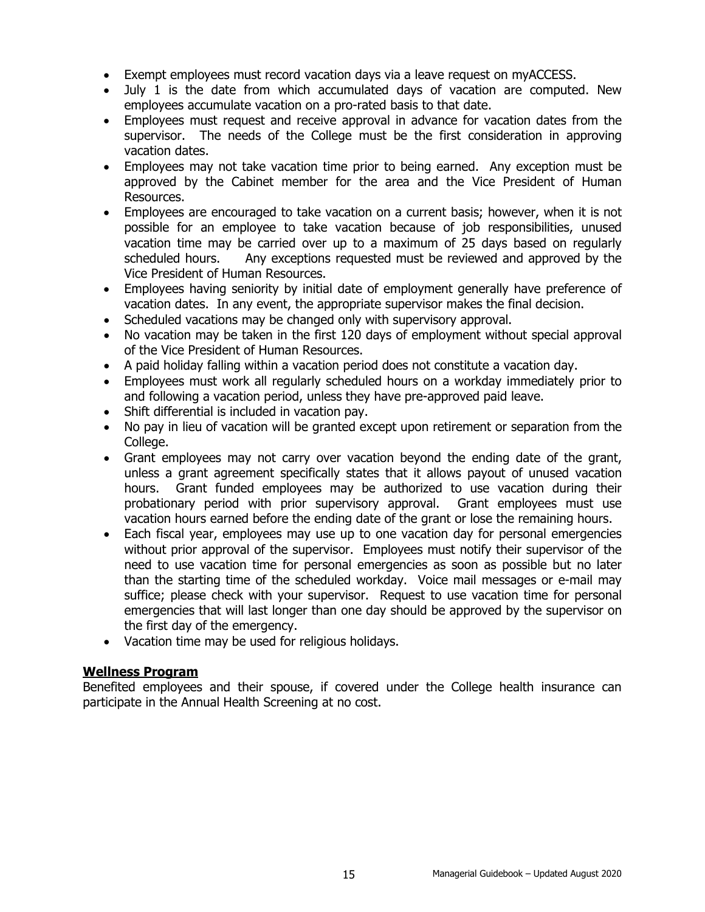- Exempt employees must record vacation days via a leave request on myACCESS.
- July 1 is the date from which accumulated days of vacation are computed. New employees accumulate vacation on a pro-rated basis to that date.
- Employees must request and receive approval in advance for vacation dates from the supervisor. The needs of the College must be the first consideration in approving vacation dates.
- Employees may not take vacation time prior to being earned. Any exception must be approved by the Cabinet member for the area and the Vice President of Human Resources.
- Employees are encouraged to take vacation on a current basis; however, when it is not possible for an employee to take vacation because of job responsibilities, unused vacation time may be carried over up to a maximum of 25 days based on regularly scheduled hours. Any exceptions requested must be reviewed and approved by the Vice President of Human Resources.
- Employees having seniority by initial date of employment generally have preference of vacation dates. In any event, the appropriate supervisor makes the final decision.
- Scheduled vacations may be changed only with supervisory approval.
- No vacation may be taken in the first 120 days of employment without special approval of the Vice President of Human Resources.
- A paid holiday falling within a vacation period does not constitute a vacation day.
- Employees must work all regularly scheduled hours on a workday immediately prior to and following a vacation period, unless they have pre-approved paid leave.
- Shift differential is included in vacation pay.
- No pay in lieu of vacation will be granted except upon retirement or separation from the College.
- Grant employees may not carry over vacation beyond the ending date of the grant, unless a grant agreement specifically states that it allows payout of unused vacation hours. Grant funded employees may be authorized to use vacation during their probationary period with prior supervisory approval. Grant employees must use vacation hours earned before the ending date of the grant or lose the remaining hours.
- Each fiscal year, employees may use up to one vacation day for personal emergencies without prior approval of the supervisor. Employees must notify their supervisor of the need to use vacation time for personal emergencies as soon as possible but no later than the starting time of the scheduled workday. Voice mail messages or e-mail may suffice; please check with your supervisor. Request to use vacation time for personal emergencies that will last longer than one day should be approved by the supervisor on the first day of the emergency.
- Vacation time may be used for religious holidays.

## Wellness Program

Benefited employees and their spouse, if covered under the College health insurance can participate in the Annual Health Screening at no cost.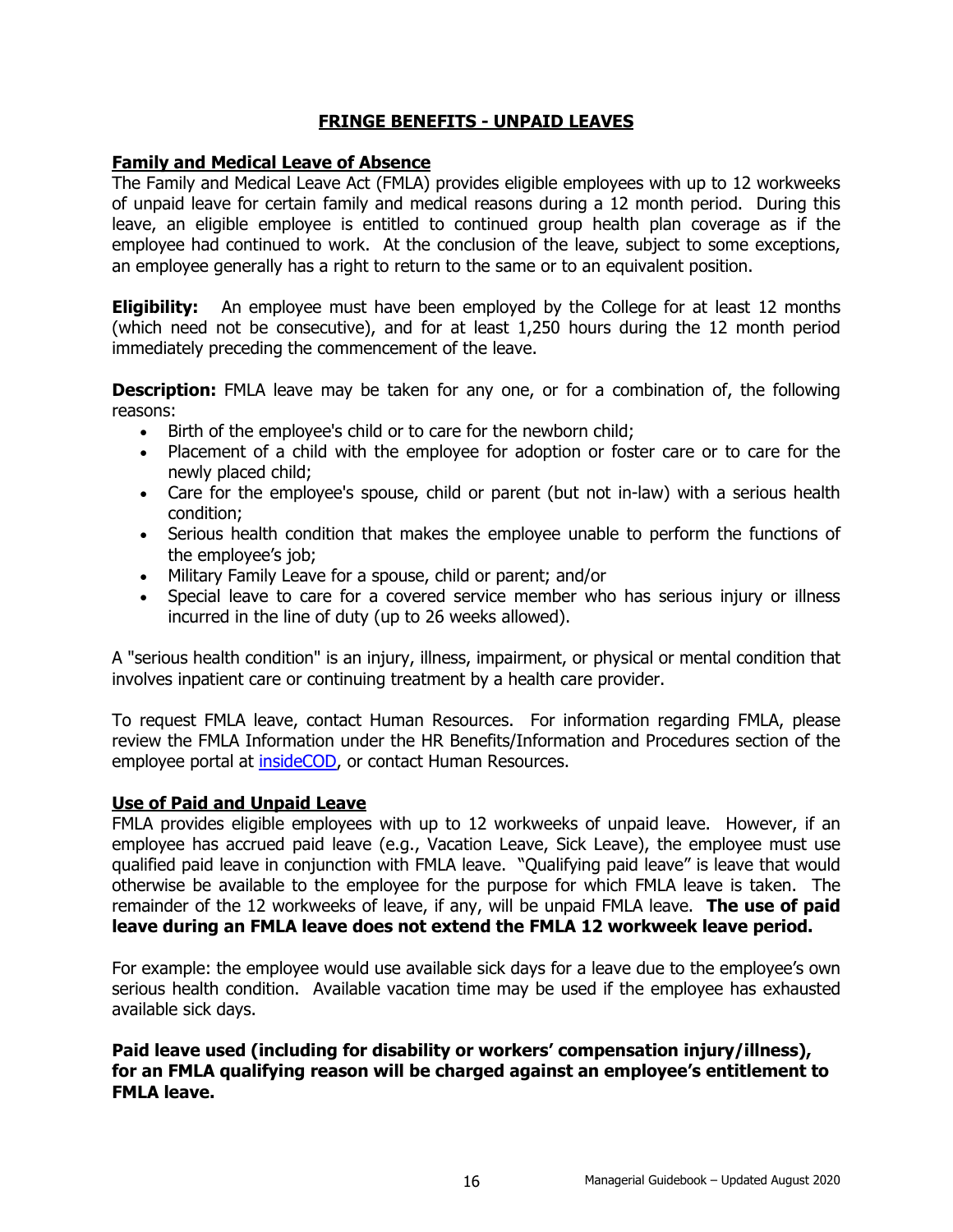# FRINGE BENEFITS - UNPAID LEAVES

## Family and Medical Leave of Absence

The Family and Medical Leave Act (FMLA) provides eligible employees with up to 12 workweeks of unpaid leave for certain family and medical reasons during a 12 month period. During this leave, an eligible employee is entitled to continued group health plan coverage as if the employee had continued to work. At the conclusion of the leave, subject to some exceptions, an employee generally has a right to return to the same or to an equivalent position.

**Eligibility:** An employee must have been employed by the College for at least 12 months (which need not be consecutive), and for at least 1,250 hours during the 12 month period immediately preceding the commencement of the leave.

**Description:** FMLA leave may be taken for any one, or for a combination of, the following reasons:

- Birth of the employee's child or to care for the newborn child;
- Placement of a child with the employee for adoption or foster care or to care for the newly placed child;
- Care for the employee's spouse, child or parent (but not in-law) with a serious health condition;
- Serious health condition that makes the employee unable to perform the functions of the employee's job;
- Military Family Leave for a spouse, child or parent; and/or
- Special leave to care for a covered service member who has serious injury or illness incurred in the line of duty (up to 26 weeks allowed).

A "serious health condition" is an injury, illness, impairment, or physical or mental condition that involves inpatient care or continuing treatment by a health care provider.

To request FMLA leave, contact Human Resources. For information regarding FMLA, please review the FMLA Information under the HR Benefits/Information and Procedures section of the employee portal at insideCOD, or contact Human Resources.

## Use of Paid and Unpaid Leave

FMLA provides eligible employees with up to 12 workweeks of unpaid leave. However, if an employee has accrued paid leave (e.g., Vacation Leave, Sick Leave), the employee must use qualified paid leave in conjunction with FMLA leave. "Qualifying paid leave" is leave that would otherwise be available to the employee for the purpose for which FMLA leave is taken. The remainder of the 12 workweeks of leave, if any, will be unpaid FMLA leave. **The use of paid leave during an FMLA leave does not extend the FMLA 12 workweek leave period.**

For example: the employee would use available sick days for a leave due to the employee's own serious health condition. Available vacation time may be used if the employee has exhausted available sick days.

**Paid leave used (including for disability or workers' compensation injury/illness), for an FMLA qualifying reason will be charged against an employee's entitlement to FMLA leave.**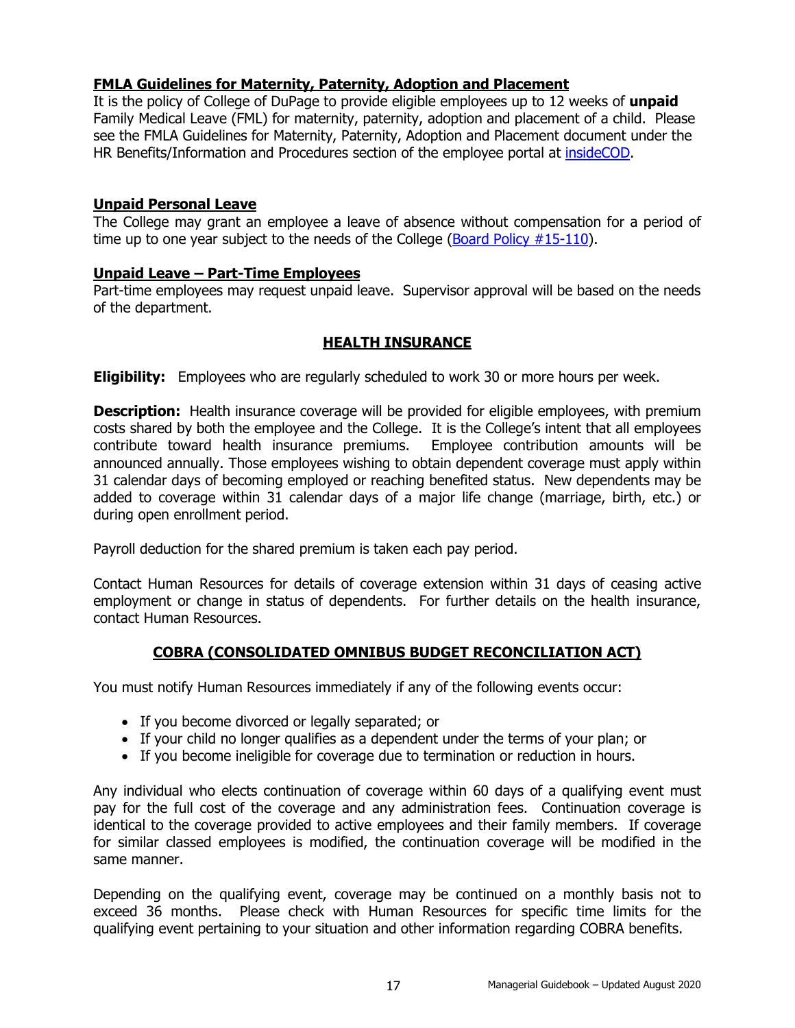**FMLA Guidelines for Maternity, Paternity, Adoption and Placement**

It is the policy of College of DuPage to provide eligible employees up to 12 weeks of **unpaid** Family Medical Leave (FML) for maternity, paternity, adoption and placement of a child. Please see the FMLA Guidelines for Maternity, Paternity, Adoption and Placement document under the HR Benefits/Information and Procedures section of the employee portal at insideCOD.

**Unpaid Personal Leave**

The College may grant an employee a leave of absence without compensation for a period of time up to one year subject to the needs of the College (Board Policy #15-110).

**Unpaid Leave – Part-Time Employees**

Part-time employees may request unpaid leave. Supervisor approval will be based on the needs of the department.

## HEALTH INSURANCE

**Eligibility:** Employees who are regularly scheduled to work 30 or more hours per week.

**Description:** Health insurance coverage will be provided for eligible employees, with premium costs shared by both the employee and the College. It is the College's intent that all employees contribute toward health insurance premiums. Employee contribution amounts will be announced annually. Those employees wishing to obtain dependent coverage must apply within 31 calendar days of becoming employed or reaching benefited status. New dependents may be added to coverage within 31 calendar days of a major life change (marriage, birth, etc.) or during open enrollment period.

Payroll deduction for the shared premium is taken each pay period.

Contact Human Resources for details of coverage extension within 31 days of ceasing active employment or change in status of dependents. For further details on the health insurance, contact Human Resources.

## COBRA (CONSOLIDATED OMNIBUS BUDGET RECONCILIATION ACT)

You must notify Human Resources immediately if any of the following events occur:

- If you become divorced or legally separated; or
- If your child no longer qualifies as a dependent under the terms of your plan; or
- If you become ineligible for coverage due to termination or reduction in hours.

Any individual who elects continuation of coverage within 60 days of a qualifying event must pay for the full cost of the coverage and any administration fees. Continuation coverage is identical to the coverage provided to active employees and their family members. If coverage for similar classed employees is modified, the continuation coverage will be modified in the same manner.

Depending on the qualifying event, coverage may be continued on a monthly basis not to exceed 36 months. Please check with Human Resources for specific time limits for the qualifying event pertaining to your situation and other information regarding COBRA benefits.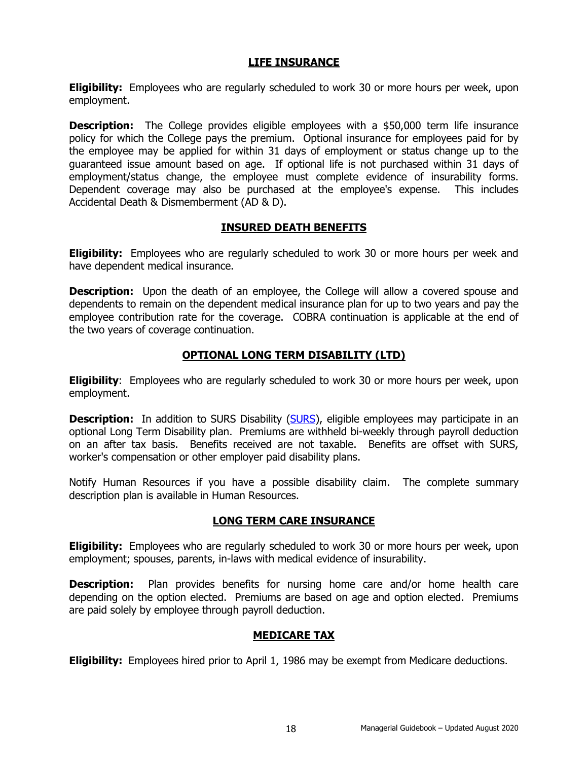## LIFE INSURANCE

**Eligibility:** Employees who are regularly scheduled to work 30 or more hours per week, upon employment.

**Description:** The College provides eligible employees with a $50,000 term life insurance policy for which the College pays the premium. Optional insurance for employees paid for by the employee may be applied for within 31 days of employment or status change up to the guaranteed issue amount based on age. If optional life is not purchased within 31 days of employment/status change, the employee must complete evidence of insurability forms. Dependent coverage may also be purchased at the employee's expense. This includes Accidental Death & Dismemberment (AD & D).

## INSURED DEATH BENEFITS

**Eligibility:** Employees who are regularly scheduled to work 30 or more hours per week and have dependent medical insurance.

**Description:** Upon the death of an employee, the College will allow a covered spouse and dependents to remain on the dependent medical insurance plan for up to two years and pay the employee contribution rate for the coverage. COBRA continuation is applicable at the end of the two years of coverage continuation.

## OPTIONAL LONG TERM DISABILITY (LTD)

**Eligibility**: Employees who are regularly scheduled to work 30 or more hours per week, upon employment.

**Description:** In addition to SURS Disability (SURS), eligible employees may participate in an optional Long Term Disability plan. Premiums are withheld bi-weekly through payroll deduction on an after tax basis. Benefits received are not taxable. Benefits are offset with SURS, worker's compensation or other employer paid disability plans.

Notify Human Resources if you have a possible disability claim. The complete summary description plan is available in Human Resources.

## LONG TERM CARE INSURANCE

**Eligibility:** Employees who are regularly scheduled to work 30 or more hours per week, upon employment; spouses, parents, in-laws with medical evidence of insurability.

**Description:** Plan provides benefits for nursing home care and/or home health care depending on the option elected. Premiums are based on age and option elected. Premiums are paid solely by employee through payroll deduction.

## MEDICARE TAX

**Eligibility:** Employees hired prior to April 1, 1986 may be exempt from Medicare deductions.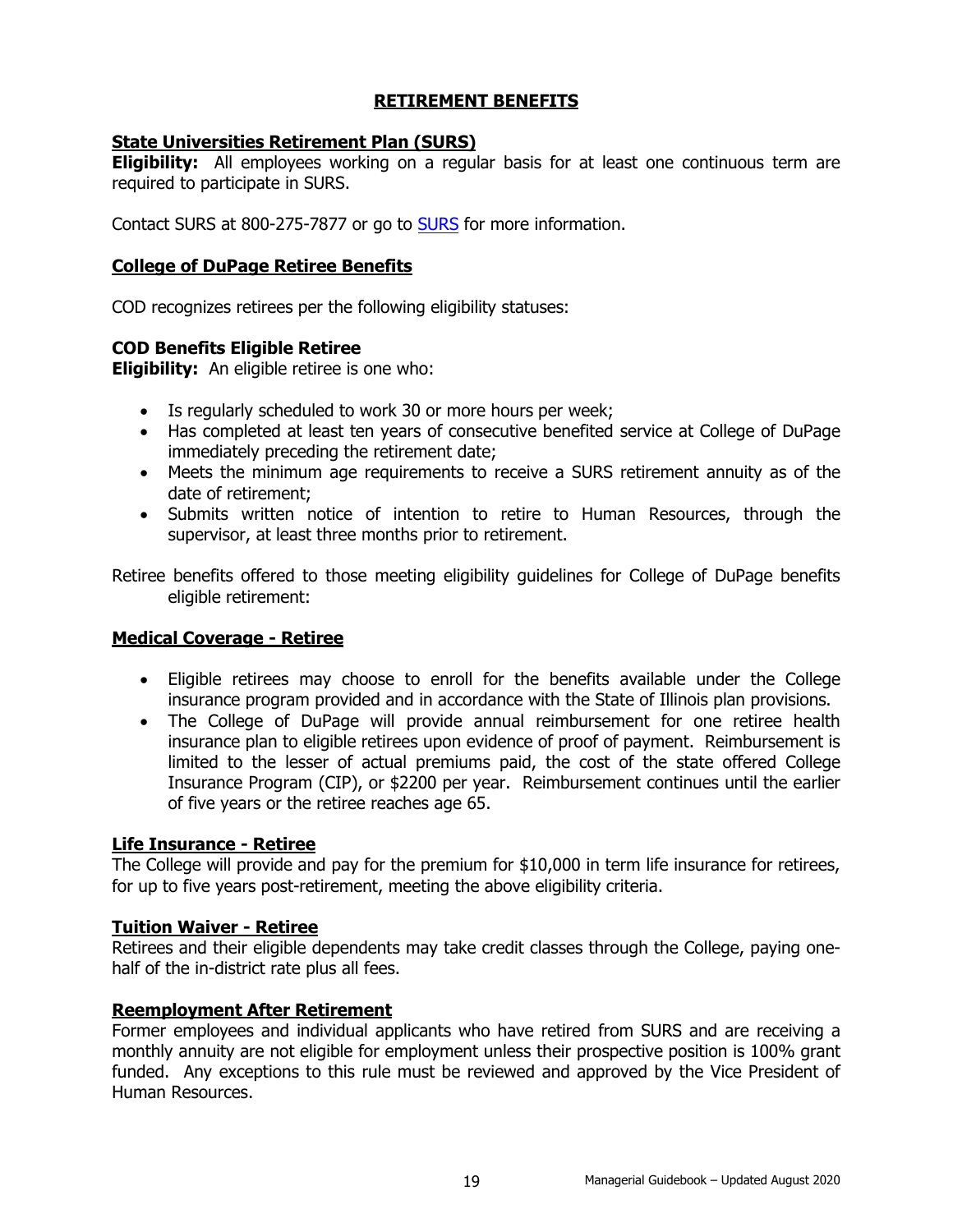# RETIREMENT BENEFITS

## State Universities Retirement Plan (SURS)

**Eligibility:** All employees working on a regular basis for at least one continuous term are required to participate in SURS.

Contact SURS at 800-275-7877 or go to [SURS](SURS) for more information.

## College of DuPage Retiree Benefits

COD recognizes retirees per the following eligibility statuses:

### COD Benefits Eligible Retiree

**Eligibility:** An eligible retiree is one who:

- Is regularly scheduled to work 30 or more hours per week;
- Has completed at least ten years of consecutive benefited service at College of DuPage immediately preceding the retirement date;
- Meets the minimum age requirements to receive a SURS retirement annuity as of the date of retirement;
- Submits written notice of intention to retire to Human Resources, through the supervisor, at least three months prior to retirement.

Retiree benefits offered to those meeting eligibility guidelines for College of DuPage benefits eligible retirement:

## Medical Coverage - Retiree

- Eligible retirees may choose to enroll for the benefits available under the College insurance program provided and in accordance with the State of Illinois plan provisions.
- The College of DuPage will provide annual reimbursement for one retiree health insurance plan to eligible retirees upon evidence of proof of payment. Reimbursement is limited to the lesser of actual premiums paid, the cost of the state offered College Insurance Program (CIP), or $2200 per year. Reimbursement continues until the earlier of five years or the retiree reaches age 65.

## Life Insurance - Retiree

The College will provide and pay for the premium for $10,000 in term life insurance for retirees, for up to five years post-retirement, meeting the above eligibility criteria.

## Tuition Waiver - Retiree

Retirees and their eligible dependents may take credit classes through the College, paying one-half of the in-district rate plus all fees.

## Reemployment After Retirement

Former employees and individual applicants who have retired from SURS and are receiving a monthly annuity are not eligible for employment unless their prospective position is 100% grant funded. Any exceptions to this rule must be reviewed and approved by the Vice President of Human Resources.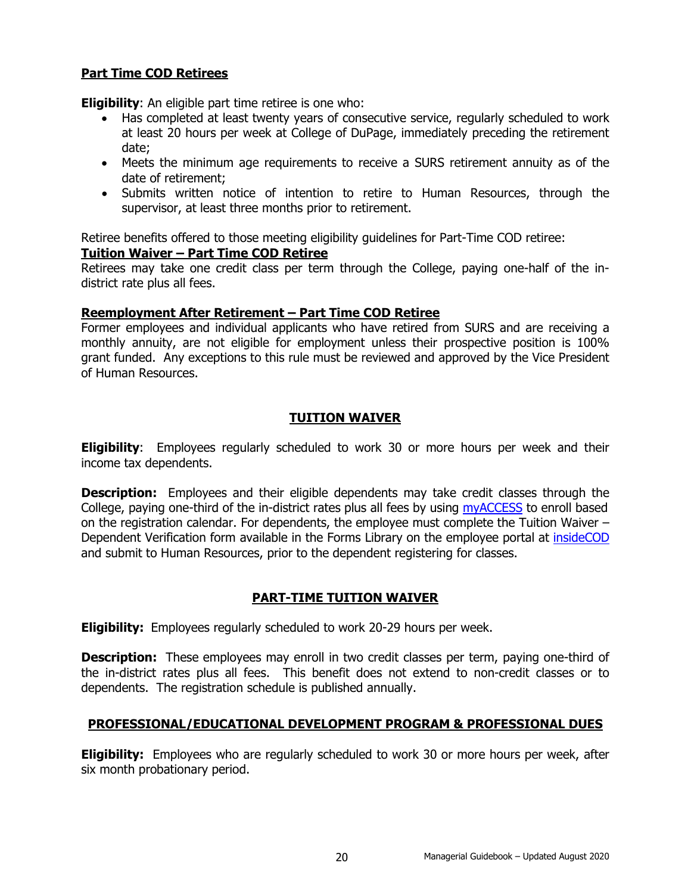**Part Time COD Retirees**

**Eligibility**: An eligible part time retiree is one who:

- Has completed at least twenty years of consecutive service, regularly scheduled to work at least 20 hours per week at College of DuPage, immediately preceding the retirement date;
- Meets the minimum age requirements to receive a SURS retirement annuity as of the date of retirement;
- Submits written notice of intention to retire to Human Resources, through the supervisor, at least three months prior to retirement.

Retiree benefits offered to those meeting eligibility guidelines for Part-Time COD retiree:

**Tuition Waiver – Part Time COD Retiree**

Retirees may take one credit class per term through the College, paying one-half of the in-district rate plus all fees.

**Reemployment After Retirement – Part Time COD Retiree**

Former employees and individual applicants who have retired from SURS and are receiving a monthly annuity, are not eligible for employment unless their prospective position is 100% grant funded. Any exceptions to this rule must be reviewed and approved by the Vice President of Human Resources.

## TUITION WAIVER

**Eligibility**: Employees regularly scheduled to work 30 or more hours per week and their income tax dependents.

**Description:** Employees and their eligible dependents may take credit classes through the College, paying one-third of the in-district rates plus all fees by using myACCESS to enroll based on the registration calendar. For dependents, the employee must complete the Tuition Waiver – Dependent Verification form available in the Forms Library on the employee portal at insideCOD and submit to Human Resources, prior to the dependent registering for classes.

## PART-TIME TUITION WAIVER

**Eligibility:** Employees regularly scheduled to work 20-29 hours per week.

**Description:** These employees may enroll in two credit classes per term, paying one-third of the in-district rates plus all fees. This benefit does not extend to non-credit classes or to dependents. The registration schedule is published annually.

## PROFESSIONAL/EDUCATIONAL DEVELOPMENT PROGRAM & PROFESSIONAL DUES

**Eligibility:** Employees who are regularly scheduled to work 30 or more hours per week, after six month probationary period.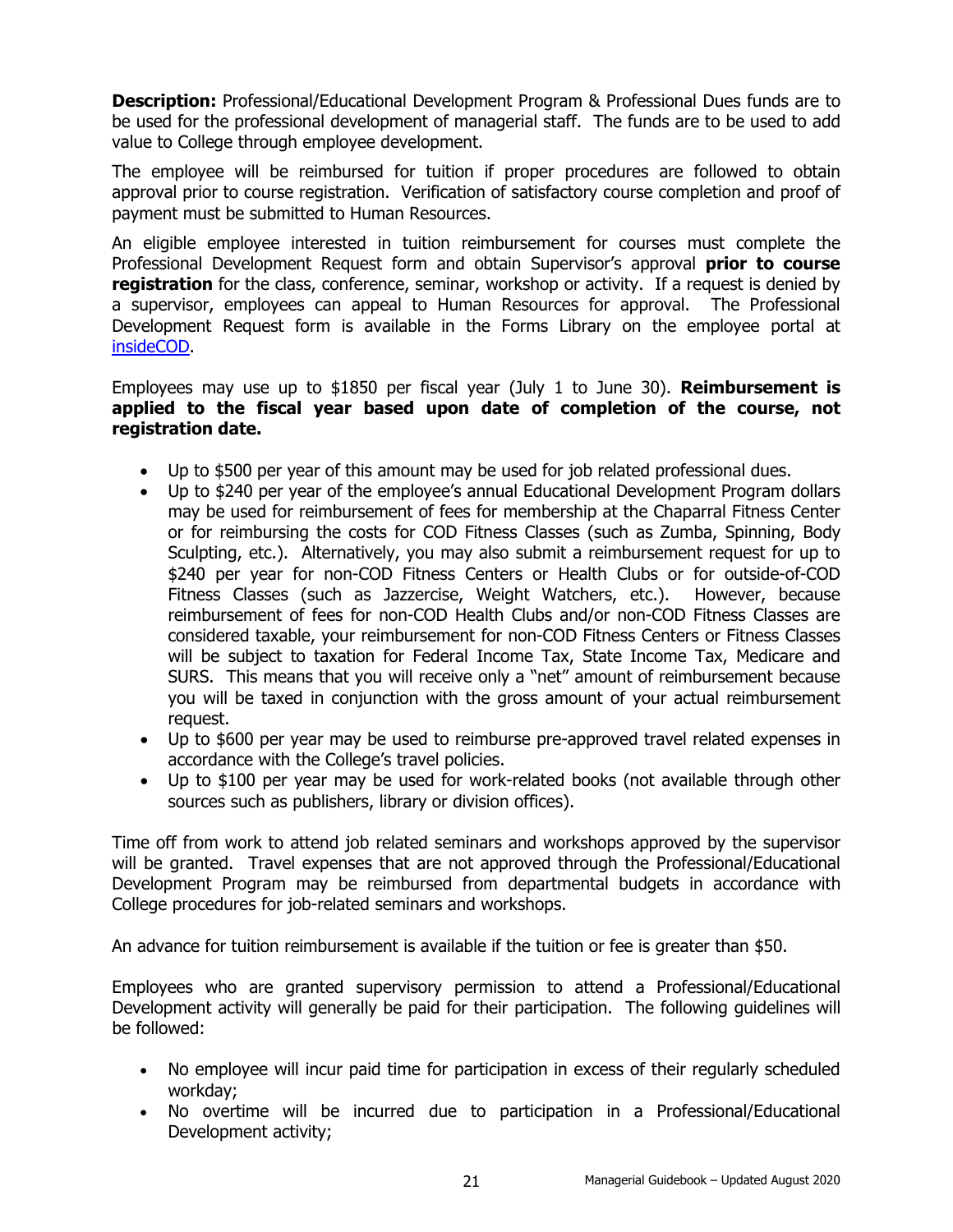**Description:** Professional/Educational Development Program & Professional Dues funds are to be used for the professional development of managerial staff. The funds are to be used to add value to College through employee development.

The employee will be reimbursed for tuition if proper procedures are followed to obtain approval prior to course registration. Verification of satisfactory course completion and proof of payment must be submitted to Human Resources.

An eligible employee interested in tuition reimbursement for courses must complete the Professional Development Request form and obtain Supervisor's approval **prior to course registration** for the class, conference, seminar, workshop or activity. If a request is denied by a supervisor, employees can appeal to Human Resources for approval. The Professional Development Request form is available in the Forms Library on the employee portal at insideCOD.

Employees may use up to $1850 per fiscal year (July 1 to June 30). **Reimbursement is applied to the fiscal year based upon date of completion of the course, not registration date.**

- Up to $500 per year of this amount may be used for job related professional dues.
- Up to $240 per year of the employee's annual Educational Development Program dollars may be used for reimbursement of fees for membership at the Chaparral Fitness Center or for reimbursing the costs for COD Fitness Classes (such as Zumba, Spinning, Body Sculpting, etc.). Alternatively, you may also submit a reimbursement request for up to $240 per year for non-COD Fitness Centers or Health Clubs or for outside-of-COD Fitness Classes (such as Jazzercise, Weight Watchers, etc.). However, because reimbursement of fees for non-COD Health Clubs and/or non-COD Fitness Classes are considered taxable, your reimbursement for non-COD Fitness Centers or Fitness Classes will be subject to taxation for Federal Income Tax, State Income Tax, Medicare and SURS. This means that you will receive only a "net" amount of reimbursement because you will be taxed in conjunction with the gross amount of your actual reimbursement request.
- Up to $600 per year may be used to reimburse pre-approved travel related expenses in accordance with the College's travel policies.
- Up to $100 per year may be used for work-related books (not available through other sources such as publishers, library or division offices).

Time off from work to attend job related seminars and workshops approved by the supervisor will be granted. Travel expenses that are not approved through the Professional/Educational Development Program may be reimbursed from departmental budgets in accordance with College procedures for job-related seminars and workshops.

An advance for tuition reimbursement is available if the tuition or fee is greater than $50.

Employees who are granted supervisory permission to attend a Professional/Educational Development activity will generally be paid for their participation. The following guidelines will be followed:

- No employee will incur paid time for participation in excess of their regularly scheduled workday;
- No overtime will be incurred due to participation in a Professional/Educational Development activity;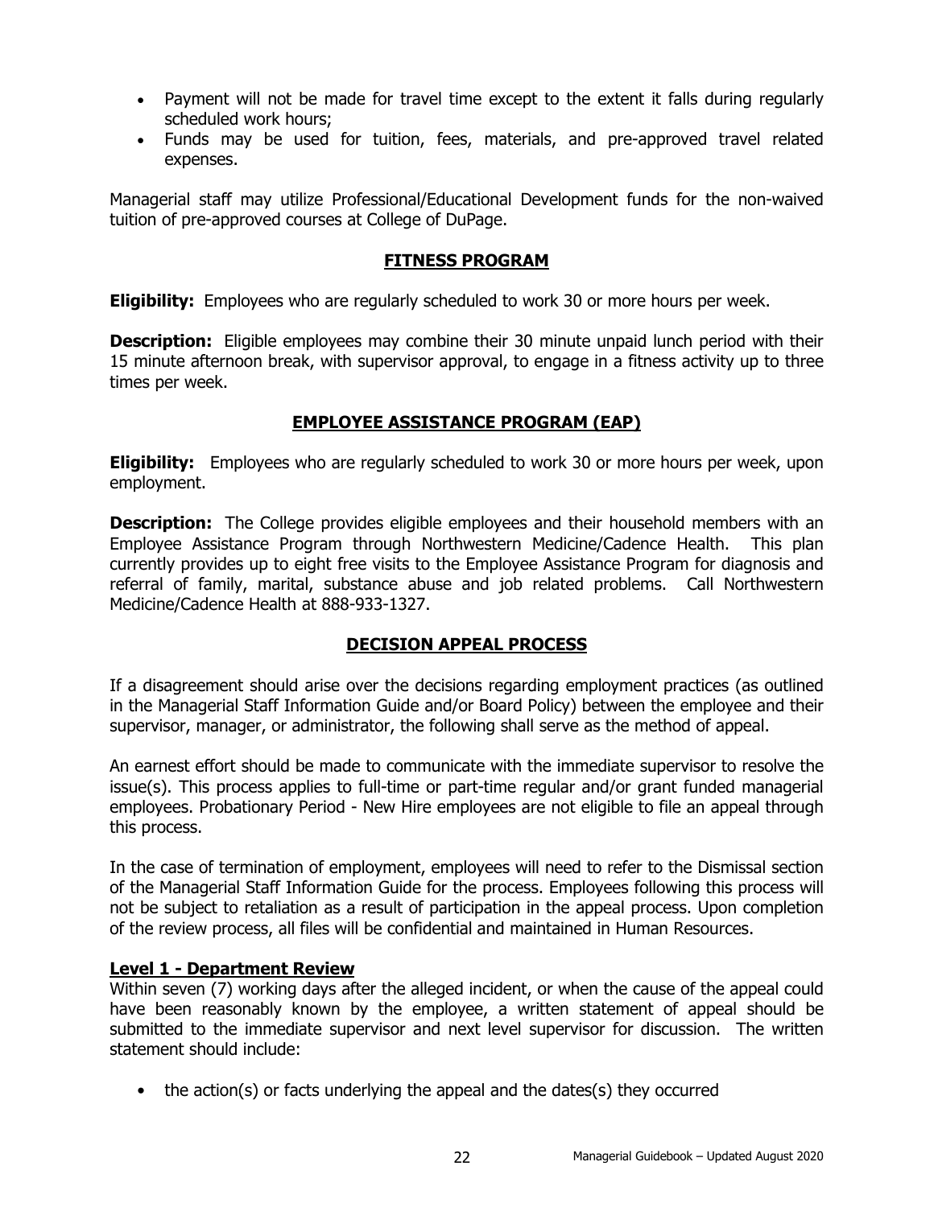- Payment will not be made for travel time except to the extent it falls during regularly scheduled work hours;
- Funds may be used for tuition, fees, materials, and pre-approved travel related expenses.

Managerial staff may utilize Professional/Educational Development funds for the non-waived tuition of pre-approved courses at College of DuPage.

## FITNESS PROGRAM

**Eligibility:** Employees who are regularly scheduled to work 30 or more hours per week.

**Description:** Eligible employees may combine their 30 minute unpaid lunch period with their 15 minute afternoon break, with supervisor approval, to engage in a fitness activity up to three times per week.

## EMPLOYEE ASSISTANCE PROGRAM (EAP)

**Eligibility:** Employees who are regularly scheduled to work 30 or more hours per week, upon employment.

**Description:** The College provides eligible employees and their household members with an Employee Assistance Program through Northwestern Medicine/Cadence Health. This plan currently provides up to eight free visits to the Employee Assistance Program for diagnosis and referral of family, marital, substance abuse and job related problems. Call Northwestern Medicine/Cadence Health at 888-933-1327.

## DECISION APPEAL PROCESS

If a disagreement should arise over the decisions regarding employment practices (as outlined in the Managerial Staff Information Guide and/or Board Policy) between the employee and their supervisor, manager, or administrator, the following shall serve as the method of appeal.

An earnest effort should be made to communicate with the immediate supervisor to resolve the issue(s). This process applies to full-time or part-time regular and/or grant funded managerial employees. Probationary Period - New Hire employees are not eligible to file an appeal through this process.

In the case of termination of employment, employees will need to refer to the Dismissal section of the Managerial Staff Information Guide for the process. Employees following this process will not be subject to retaliation as a result of participation in the appeal process. Upon completion of the review process, all files will be confidential and maintained in Human Resources.

### Level 1 - Department Review

Within seven (7) working days after the alleged incident, or when the cause of the appeal could have been reasonably known by the employee, a written statement of appeal should be submitted to the immediate supervisor and next level supervisor for discussion. The written statement should include:

- the action(s) or facts underlying the appeal and the dates(s) they occurred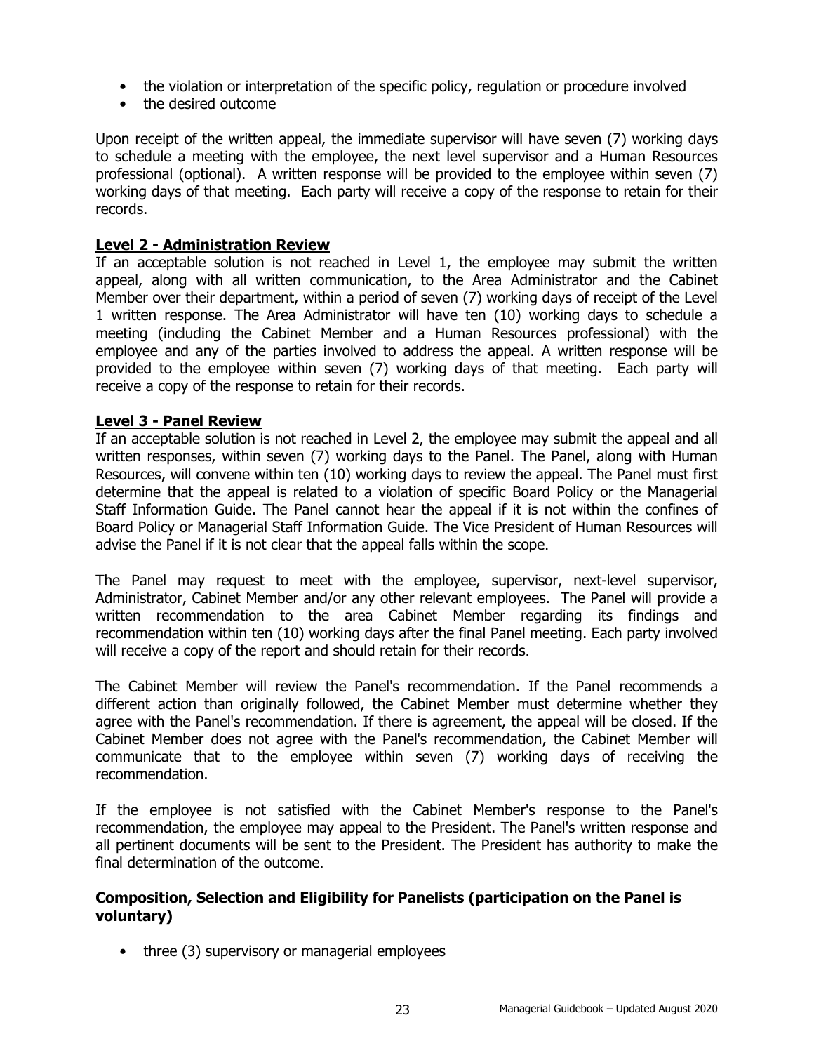- the violation or interpretation of the specific policy, regulation or procedure involved
- the desired outcome

Upon receipt of the written appeal, the immediate supervisor will have seven (7) working days to schedule a meeting with the employee, the next level supervisor and a Human Resources professional (optional). A written response will be provided to the employee within seven (7) working days of that meeting. Each party will receive a copy of the response to retain for their records.

**Level 2 - Administration Review**

If an acceptable solution is not reached in Level 1, the employee may submit the written appeal, along with all written communication, to the Area Administrator and the Cabinet Member over their department, within a period of seven (7) working days of receipt of the Level 1 written response. The Area Administrator will have ten (10) working days to schedule a meeting (including the Cabinet Member and a Human Resources professional) with the employee and any of the parties involved to address the appeal. A written response will be provided to the employee within seven (7) working days of that meeting. Each party will receive a copy of the response to retain for their records.

**Level 3 - Panel Review**

If an acceptable solution is not reached in Level 2, the employee may submit the appeal and all written responses, within seven (7) working days to the Panel. The Panel, along with Human Resources, will convene within ten (10) working days to review the appeal. The Panel must first determine that the appeal is related to a violation of specific Board Policy or the Managerial Staff Information Guide. The Panel cannot hear the appeal if it is not within the confines of Board Policy or Managerial Staff Information Guide. The Vice President of Human Resources will advise the Panel if it is not clear that the appeal falls within the scope.

The Panel may request to meet with the employee, supervisor, next-level supervisor, Administrator, Cabinet Member and/or any other relevant employees. The Panel will provide a written recommendation to the area Cabinet Member regarding its findings and recommendation within ten (10) working days after the final Panel meeting. Each party involved will receive a copy of the report and should retain for their records.

The Cabinet Member will review the Panel's recommendation. If the Panel recommends a different action than originally followed, the Cabinet Member must determine whether they agree with the Panel's recommendation. If there is agreement, the appeal will be closed. If the Cabinet Member does not agree with the Panel's recommendation, the Cabinet Member will communicate that to the employee within seven (7) working days of receiving the recommendation.

If the employee is not satisfied with the Cabinet Member's response to the Panel's recommendation, the employee may appeal to the President. The Panel's written response and all pertinent documents will be sent to the President. The President has authority to make the final determination of the outcome.

**Composition, Selection and Eligibility for Panelists (participation on the Panel is voluntary)**

- three (3) supervisory or managerial employees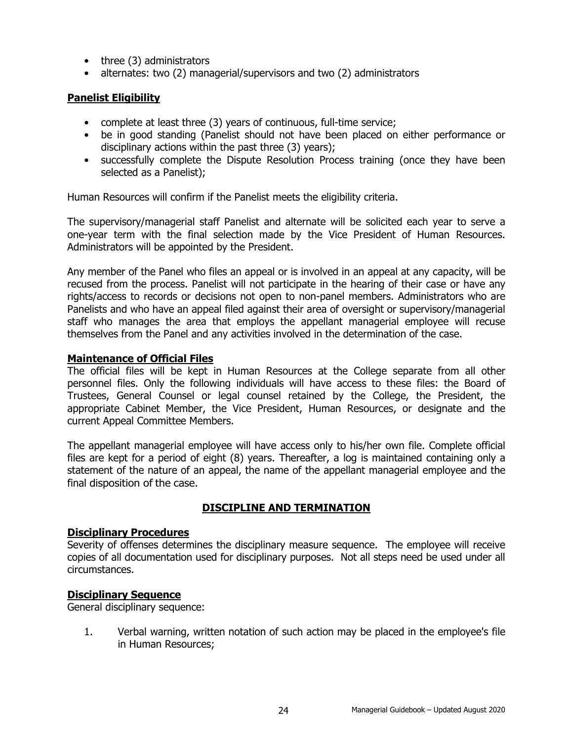- three (3) administrators
- alternates: two (2) managerial/supervisors and two (2) administrators

**Panelist Eligibility**

- complete at least three (3) years of continuous, full-time service;
- be in good standing (Panelist should not have been placed on either performance or disciplinary actions within the past three (3) years);
- successfully complete the Dispute Resolution Process training (once they have been selected as a Panelist);

Human Resources will confirm if the Panelist meets the eligibility criteria.

The supervisory/managerial staff Panelist and alternate will be solicited each year to serve a one-year term with the final selection made by the Vice President of Human Resources. Administrators will be appointed by the President.

Any member of the Panel who files an appeal or is involved in an appeal at any capacity, will be recused from the process. Panelist will not participate in the hearing of their case or have any rights/access to records or decisions not open to non-panel members. Administrators who are Panelists and who have an appeal filed against their area of oversight or supervisory/managerial staff who manages the area that employs the appellant managerial employee will recuse themselves from the Panel and any activities involved in the determination of the case.

**Maintenance of Official Files**

The official files will be kept in Human Resources at the College separate from all other personnel files. Only the following individuals will have access to these files: the Board of Trustees, General Counsel or legal counsel retained by the College, the President, the appropriate Cabinet Member, the Vice President, Human Resources, or designate and the current Appeal Committee Members.

The appellant managerial employee will have access only to his/her own file. Complete official files are kept for a period of eight (8) years. Thereafter, a log is maintained containing only a statement of the nature of an appeal, the name of the appellant managerial employee and the final disposition of the case.

## DISCIPLINE AND TERMINATION

**Disciplinary Procedures**

Severity of offenses determines the disciplinary measure sequence. The employee will receive copies of all documentation used for disciplinary purposes. Not all steps need be used under all circumstances.

**Disciplinary Sequence**

General disciplinary sequence:

1. Verbal warning, written notation of such action may be placed in the employee's file in Human Resources;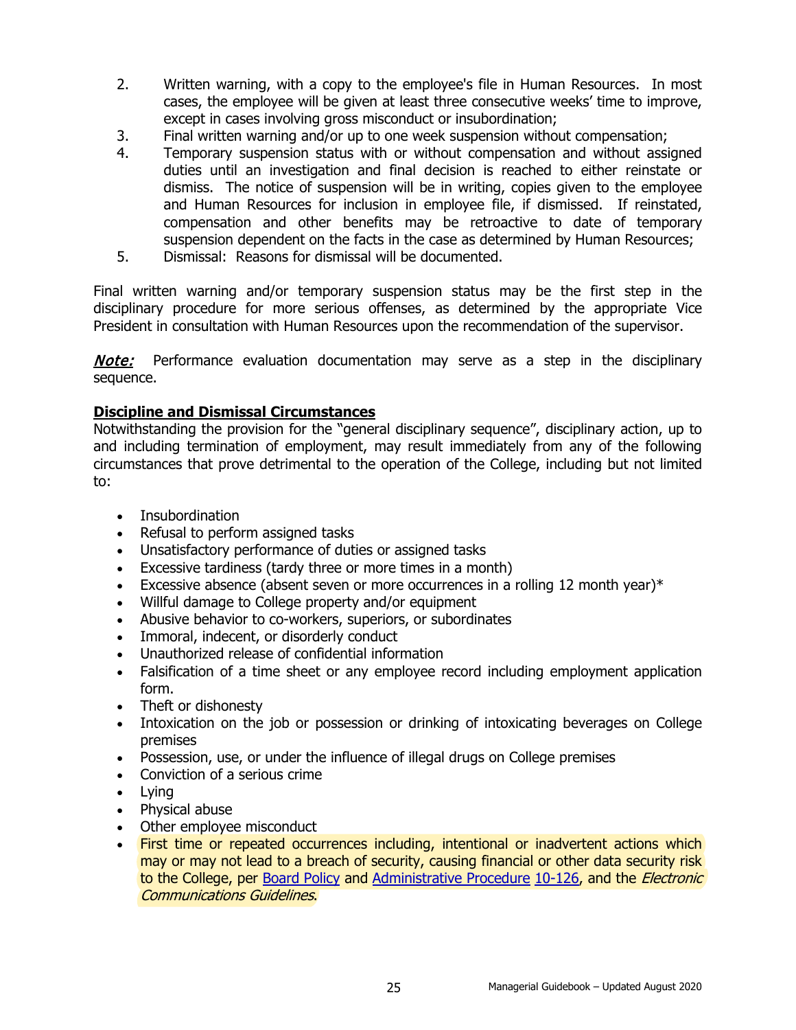2. Written warning, with a copy to the employee's file in Human Resources. In most cases, the employee will be given at least three consecutive weeks' time to improve, except in cases involving gross misconduct or insubordination;
3. Final written warning and/or up to one week suspension without compensation;
4. Temporary suspension status with or without compensation and without assigned duties until an investigation and final decision is reached to either reinstate or dismiss. The notice of suspension will be in writing, copies given to the employee and Human Resources for inclusion in employee file, if dismissed. If reinstated, compensation and other benefits may be retroactive to date of temporary suspension dependent on the facts in the case as determined by Human Resources;
5. Dismissal: Reasons for dismissal will be documented.

Final written warning and/or temporary suspension status may be the first step in the disciplinary procedure for more serious offenses, as determined by the appropriate Vice President in consultation with Human Resources upon the recommendation of the supervisor.

***Note:*** Performance evaluation documentation may serve as a step in the disciplinary sequence.

**Discipline and Dismissal Circumstances**

Notwithstanding the provision for the "general disciplinary sequence", disciplinary action, up to and including termination of employment, may result immediately from any of the following circumstances that prove detrimental to the operation of the College, including but not limited to:

- Insubordination
- Refusal to perform assigned tasks
- Unsatisfactory performance of duties or assigned tasks
- Excessive tardiness (tardy three or more times in a month)
- Excessive absence (absent seven or more occurrences in a rolling 12 month year)*
- Willful damage to College property and/or equipment
- Abusive behavior to co-workers, superiors, or subordinates
- Immoral, indecent, or disorderly conduct
- Unauthorized release of confidential information
- Falsification of a time sheet or any employee record including employment application form.
- Theft or dishonesty
- Intoxication on the job or possession or drinking of intoxicating beverages on College premises
- Possession, use, or under the influence of illegal drugs on College premises
- Conviction of a serious crime
- Lying
- Physical abuse
- Other employee misconduct
- First time or repeated occurrences including, intentional or inadvertent actions which may or may not lead to a breach of security, causing financial or other data security risk to the College, per Board Policy and Administrative Procedure 10-126, and the *Electronic Communications Guidelines*.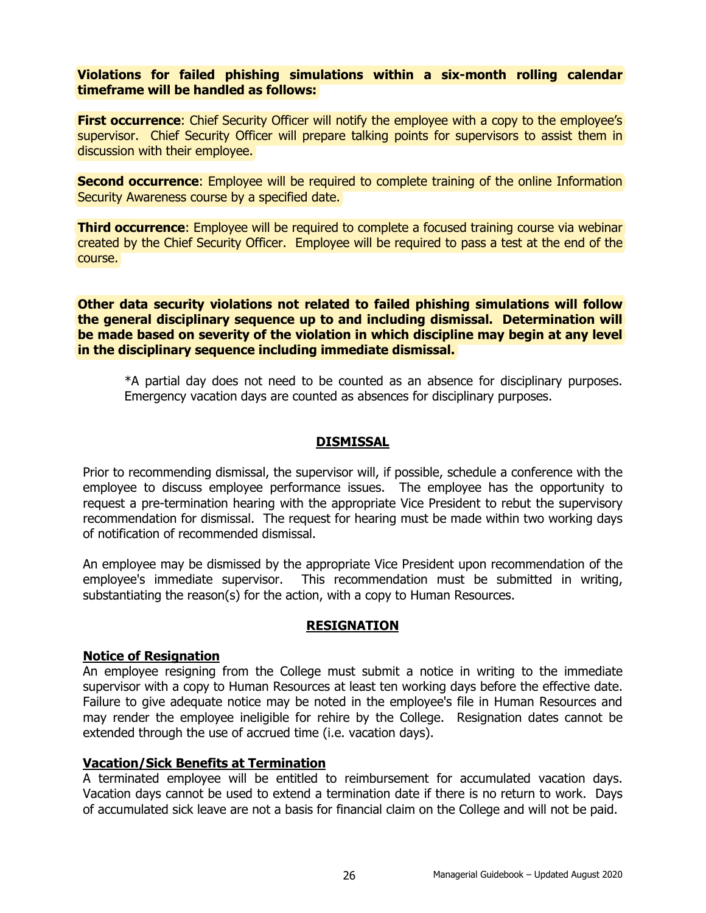**Violations for failed phishing simulations within a six-month rolling calendar timeframe will be handled as follows:**

**First occurrence**: Chief Security Officer will notify the employee with a copy to the employee's supervisor. Chief Security Officer will prepare talking points for supervisors to assist them in discussion with their employee.

**Second occurrence**: Employee will be required to complete training of the online Information Security Awareness course by a specified date.

**Third occurrence**: Employee will be required to complete a focused training course via webinar created by the Chief Security Officer. Employee will be required to pass a test at the end of the course.

**Other data security violations not related to failed phishing simulations will follow the general disciplinary sequence up to and including dismissal. Determination will be made based on severity of the violation in which discipline may begin at any level in the disciplinary sequence including immediate dismissal.**

*A partial day does not need to be counted as an absence for disciplinary purposes. Emergency vacation days are counted as absences for disciplinary purposes.

## DISMISSAL

Prior to recommending dismissal, the supervisor will, if possible, schedule a conference with the employee to discuss employee performance issues. The employee has the opportunity to request a pre-termination hearing with the appropriate Vice President to rebut the supervisory recommendation for dismissal. The request for hearing must be made within two working days of notification of recommended dismissal.

An employee may be dismissed by the appropriate Vice President upon recommendation of the employee's immediate supervisor. This recommendation must be submitted in writing, substantiating the reason(s) for the action, with a copy to Human Resources.

## RESIGNATION

### Notice of Resignation

An employee resigning from the College must submit a notice in writing to the immediate supervisor with a copy to Human Resources at least ten working days before the effective date. Failure to give adequate notice may be noted in the employee's file in Human Resources and may render the employee ineligible for rehire by the College. Resignation dates cannot be extended through the use of accrued time (i.e. vacation days).

### Vacation/Sick Benefits at Termination

A terminated employee will be entitled to reimbursement for accumulated vacation days. Vacation days cannot be used to extend a termination date if there is no return to work. Days of accumulated sick leave are not a basis for financial claim on the College and will not be paid.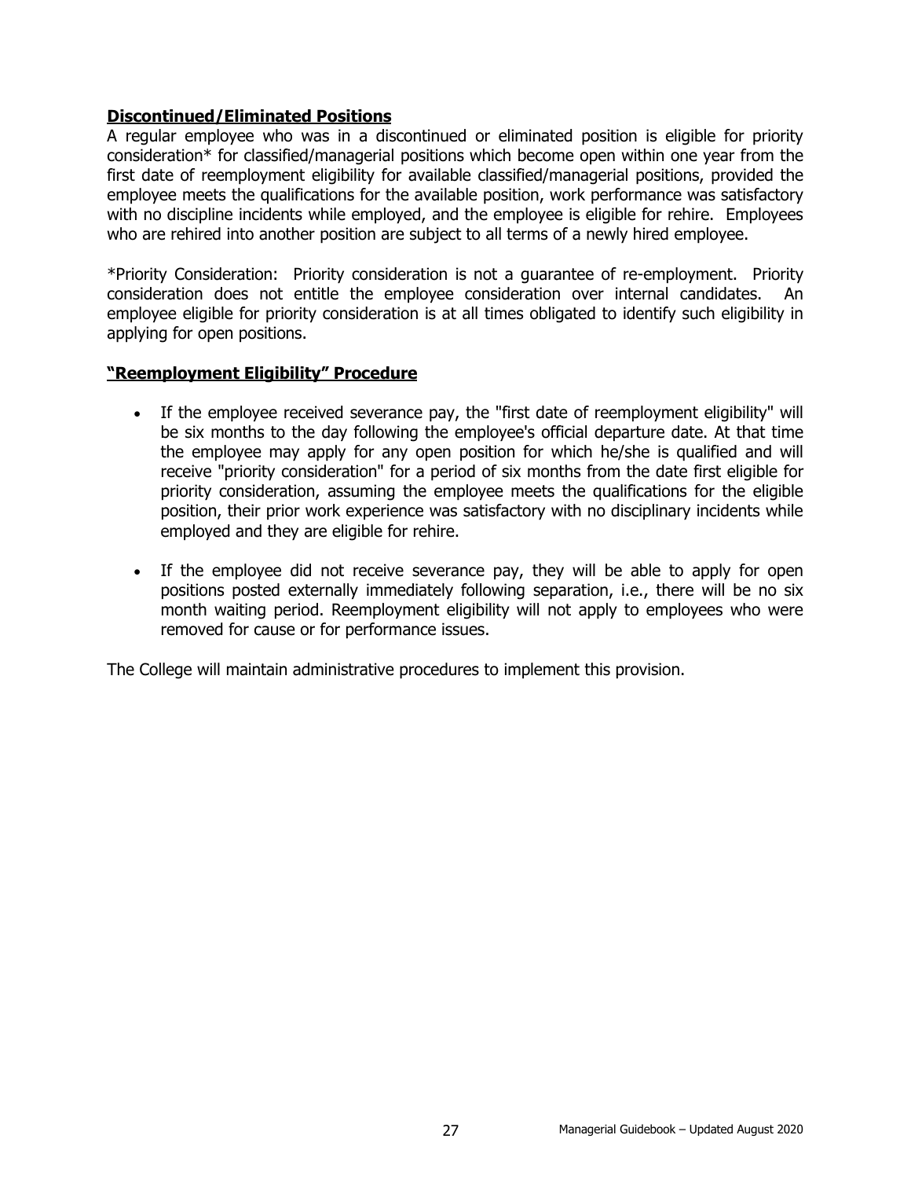**Discontinued/Eliminated Positions**

A regular employee who was in a discontinued or eliminated position is eligible for priority consideration* for classified/managerial positions which become open within one year from the first date of reemployment eligibility for available classified/managerial positions, provided the employee meets the qualifications for the available position, work performance was satisfactory with no discipline incidents while employed, and the employee is eligible for rehire. Employees who are rehired into another position are subject to all terms of a newly hired employee.

*Priority Consideration: Priority consideration is not a guarantee of re-employment. Priority consideration does not entitle the employee consideration over internal candidates. An employee eligible for priority consideration is at all times obligated to identify such eligibility in applying for open positions.

**"Reemployment Eligibility" Procedure**

- If the employee received severance pay, the "first date of reemployment eligibility" will be six months to the day following the employee's official departure date. At that time the employee may apply for any open position for which he/she is qualified and will receive "priority consideration" for a period of six months from the date first eligible for priority consideration, assuming the employee meets the qualifications for the eligible position, their prior work experience was satisfactory with no disciplinary incidents while employed and they are eligible for rehire.

- If the employee did not receive severance pay, they will be able to apply for open positions posted externally immediately following separation, i.e., there will be no six month waiting period. Reemployment eligibility will not apply to employees who were removed for cause or for performance issues.

The College will maintain administrative procedures to implement this provision.